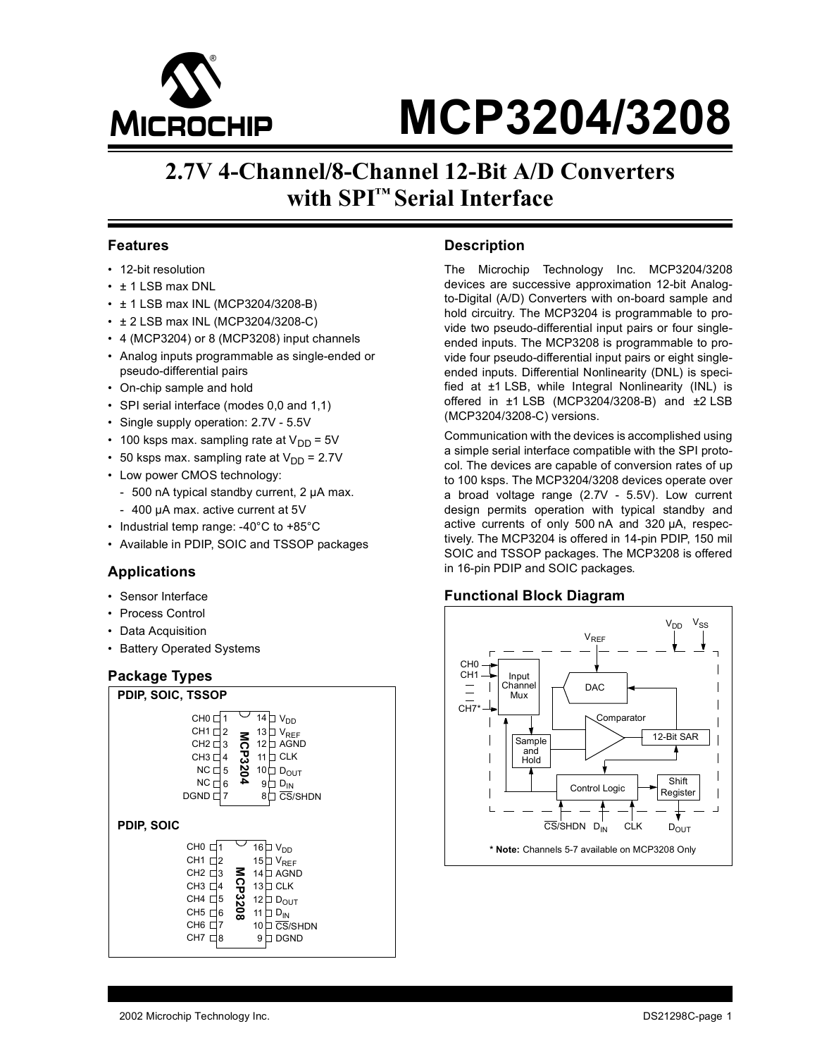# MCP3204/3208

## 2.7V 4-Channel/8-Channel 12-Bit A/D Converters with SPI™ Serial Interface

### Features

- 12-bit resolution
- ± 1 LSB max DNL
- ± 1 LSB max INL (MCP3204/3208-B)
- ± 2 LSB max INL (MCP3204/3208-C)
- 4 (MCP3204) or 8 (MCP3208) input channels
- Analog inputs programmable as single-ended or pseudo-differential pairs
- On-chip sample and hold
- SPI serial interface (modes 0,0 and 1,1)
- Single supply operation: 2.7V - 5.5V
- 100 ksps max. sampling rate at $V_{DD}$ = 5V
- 50 ksps max. sampling rate at $V_{DD}$ = 2.7V
- Low power CMOS technology:
  - 500 nA typical standby current, 2 µA max.
  - 400 µA max. active current at 5V
- Industrial temp range: -40°C to +85°C
- Available in PDIP, SOIC and TSSOP packages

### Applications

- Sensor Interface
- Process Control
- Data Acquisition
- Battery Operated Systems

### Package Types

**PDIP, SOIC, TSSOP** — MCP3204

| Pin | Name | Pin | Name |
|---|---|---|---|
| 1 | CH0 | 14 | $V_{DD}$ |
| 2 | CH1 | 13 | $V_{REF}$ |
| 3 | CH2 | 12 | AGND |
| 4 | CH3 | 11 | CLK |
| 5 | NC | 10 | $D_{OUT}$ |
| 6 | NC | 9 | $D_{IN}$ |
| 7 | DGND | 8 | $\overline{CS}$/SHDN |

**PDIP, SOIC** — MCP3208

| Pin | Name | Pin | Name |
|---|---|---|---|
| 1 | CH0 | 16 | $V_{DD}$ |
| 2 | CH1 | 15 | $V_{REF}$ |
| 3 | CH2 | 14 | AGND |
| 4 | CH3 | 13 | CLK |
| 5 | CH4 | 12 | $D_{OUT}$ |
| 6 | CH5 | 11 | $D_{IN}$ |
| 7 | CH6 | 10 | $\overline{CS}$/SHDN |
| 8 | CH7 | 9 | DGND |

### Description

The Microchip Technology Inc. MCP3204/3208 devices are successive approximation 12-bit Analog-to-Digital (A/D) Converters with on-board sample and hold circuitry. The MCP3204 is programmable to provide two pseudo-differential input pairs or four single-ended inputs. The MCP3208 is programmable to provide four pseudo-differential input pairs or eight single-ended inputs. Differential Nonlinearity (DNL) is specified at ±1 LSB, while Integral Nonlinearity (INL) is offered in ±1 LSB (MCP3204/3208-B) and ±2 LSB (MCP3204/3208-C) versions.

Communication with the devices is accomplished using a simple serial interface compatible with the SPI protocol. The devices are capable of conversion rates of up to 100 ksps. The MCP3204/3208 devices operate over a broad voltage range (2.7V - 5.5V). Low current design permits operation with typical standby and active currents of only 500 nA and 320 µA, respectively. The MCP3204 is offered in 14-pin PDIP, 150 mil SOIC and TSSOP packages. The MCP3208 is offered in 16-pin PDIP and SOIC packages.

### Functional Block Diagram

Block diagram labels: $V_{DD}$, $V_{SS}$, $V_{REF}$, CH0, CH1, CH7*, Input Channel Mux, DAC, Comparator, 12-Bit SAR, Sample and Hold, Control Logic, Shift Register, $\overline{CS}$/SHDN, $D_{IN}$, CLK, $D_{OUT}$

**\* Note:** Channels 5-7 available on MCP3208 Only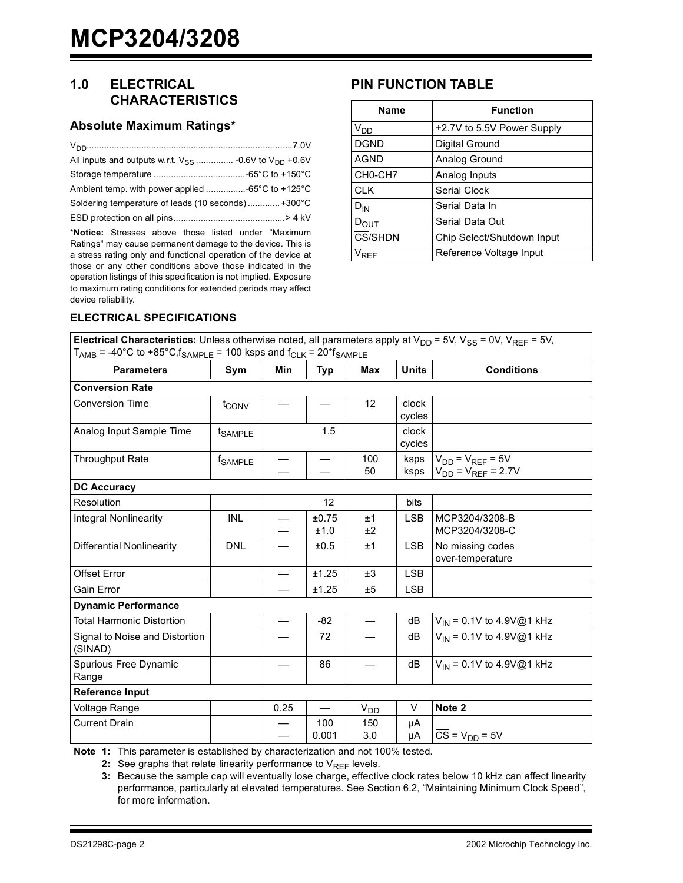## 1.0 ELECTRICAL CHARACTERISTICS

### Absolute Maximum Ratings*

$V_{DD}$ .......................................................................................7.0V

All inputs and outputs w.r.t. $V_{SS}$ ............... -0.6V to $V_{DD}$ +0.6V

Storage temperature .....................................-65°C to +150°C

Ambient temp. with power applied ................-65°C to +125°C

Soldering temperature of leads (10 seconds) ............. +300°C

ESD protection on all pins............................................ > 4 kV

***Notice:** Stresses above those listed under "Maximum Ratings" may cause permanent damage to the device. This is a stress rating only and functional operation of the device at those or any other conditions above those indicated in the operation listings of this specification is not implied. Exposure to maximum rating conditions for extended periods may affect device reliability.

## PIN FUNCTION TABLE

| Name | Function |
|---|---|
| $V_{DD}$ | +2.7V to 5.5V Power Supply |
| DGND | Digital Ground |
| AGND | Analog Ground |
| CH0-CH7 | Analog Inputs |
| CLK | Serial Clock |
| $D_{IN}$ | Serial Data In |
| $D_{OUT}$ | Serial Data Out |
| $\overline{CS}$/SHDN | Chip Select/Shutdown Input |
| $V_{REF}$ | Reference Voltage Input |

### ELECTRICAL SPECIFICATIONS

**Electrical Characteristics:** Unless otherwise noted, all parameters apply at $V_{DD}$ = 5V, $V_{SS}$ = 0V, $V_{REF}$ = 5V, $T_{AMB}$ = -40°C to +85°C, $f_{SAMPLE}$ = 100 ksps and $f_{CLK}$ = 20*$f_{SAMPLE}$

| Parameters | Sym | Min | Typ | Max | Units | Conditions |
|---|---|---|---|---|---|---|
| **Conversion Rate** | | | | | | |
| Conversion Time | $t_{CONV}$ | — | — | 12 | clock cycles | |
| Analog Input Sample Time | $t_{SAMPLE}$ | | 1.5 | | clock cycles | |
| Throughput Rate | $f_{SAMPLE}$ | —<br>— | —<br>— | 100<br>50 | ksps<br>ksps | $V_{DD}$ = $V_{REF}$ = 5V<br>$V_{DD}$ = $V_{REF}$ = 2.7V |
| **DC Accuracy** | | | | | | |
| Resolution | | | 12 | | bits | |
| Integral Nonlinearity | INL | —<br>— | ±0.75<br>±1.0 | ±1<br>±2 | LSB | MCP3204/3208-B<br>MCP3204/3208-C |
| Differential Nonlinearity | DNL | — | ±0.5 | ±1 | LSB | No missing codes over-temperature |
| Offset Error | | — | ±1.25 | ±3 | LSB | |
| Gain Error | | — | ±1.25 | ±5 | LSB | |
| **Dynamic Performance** | | | | | | |
| Total Harmonic Distortion | | — | -82 | — | dB | $V_{IN}$ = 0.1V to 4.9V@1 kHz |
| Signal to Noise and Distortion (SINAD) | | — | 72 | — | dB | $V_{IN}$ = 0.1V to 4.9V@1 kHz |
| Spurious Free Dynamic Range | | — | 86 | — | dB | $V_{IN}$ = 0.1V to 4.9V@1 kHz |
| **Reference Input** | | | | | | |
| Voltage Range | | 0.25 | — | $V_{DD}$ | V | **Note 2** |
| Current Drain | | —<br>— | 100<br>0.001 | 150<br>3.0 | µA<br>µA | <br>$\overline{CS}$ = $V_{DD}$ = 5V |

**Note 1:** This parameter is established by characterization and not 100% tested.

**2:** See graphs that relate linearity performance to $V_{REF}$ levels.

**3:** Because the sample cap will eventually lose charge, effective clock rates below 10 kHz can affect linearity performance, particularly at elevated temperatures. See Section 6.2, "Maintaining Minimum Clock Speed", for more information.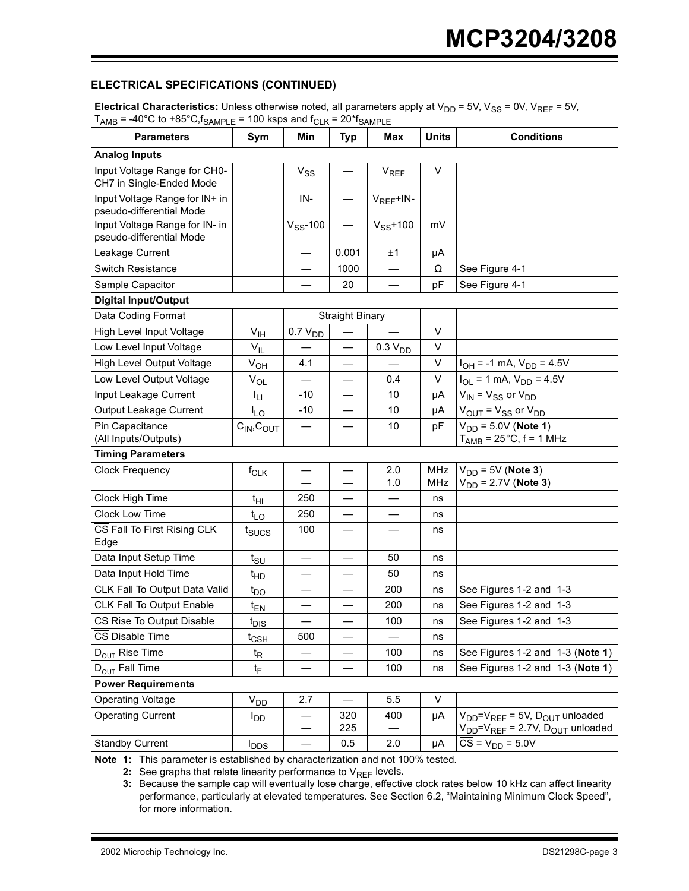## ELECTRICAL SPECIFICATIONS (CONTINUED)

| **Electrical Characteristics:** Unless otherwise noted, all parameters apply at $V_{DD}$ = 5V, $V_{SS}$ = 0V, $V_{REF}$ = 5V, $T_{AMB}$ = -40°C to +85°C, $f_{SAMPLE}$ = 100 ksps and $f_{CLK}$ = 20*$f_{SAMPLE}$ | | | | | | |
|---|---|---|---|---|---|---|
| **Parameters** | **Sym** | **Min** | **Typ** | **Max** | **Units** | **Conditions** |
| **Analog Inputs** | | | | | | |
| Input Voltage Range for CH0-CH7 in Single-Ended Mode | | $V_{SS}$ | — | $V_{REF}$ | V | |
| Input Voltage Range for IN+ in pseudo-differential Mode | | IN- | — | $V_{REF}$+IN- | | |
| Input Voltage Range for IN- in pseudo-differential Mode | | $V_{SS}$-100 | — | $V_{SS}$+100 | mV | |
| Leakage Current | | — | 0.001 | ±1 | µA | |
| Switch Resistance | | — | 1000 | — | Ω | See Figure 4-1 |
| Sample Capacitor | | — | 20 | — | pF | See Figure 4-1 |
| **Digital Input/Output** | | | | | | |
| Data Coding Format | | | Straight Binary | | | |
| High Level Input Voltage | $V_{IH}$ | 0.7 $V_{DD}$ | — | — | V | |
| Low Level Input Voltage | $V_{IL}$ | — | — | 0.3 $V_{DD}$ | V | |
| High Level Output Voltage | $V_{OH}$ | 4.1 | — | — | V | $I_{OH}$ = -1 mA, $V_{DD}$ = 4.5V |
| Low Level Output Voltage | $V_{OL}$ | — | — | 0.4 | V | $I_{OL}$ = 1 mA, $V_{DD}$ = 4.5V |
| Input Leakage Current | $I_{LI}$ | -10 | — | 10 | µA | $V_{IN}$ = $V_{SS}$ or $V_{DD}$ |
| Output Leakage Current | $I_{LO}$ | -10 | — | 10 | µA | $V_{OUT}$ = $V_{SS}$ or $V_{DD}$ |
| Pin Capacitance (All Inputs/Outputs) | $C_{IN}$,$C_{OUT}$ | — | — | 10 | pF | $V_{DD}$ = 5.0V (**Note 1**) $T_{AMB}$ = 25°C, f = 1 MHz |
| **Timing Parameters** | | | | | | |
| Clock Frequency | $f_{CLK}$ | —<br>— | —<br>— | 2.0<br>1.0 | MHz<br>MHz | $V_{DD}$ = 5V (**Note 3**)<br>$V_{DD}$ = 2.7V (**Note 3**) |
| Clock High Time | $t_{HI}$ | 250 | — | — | ns | |
| Clock Low Time | $t_{LO}$ | 250 | — | — | ns | |
| $\overline{CS}$ Fall To First Rising CLK Edge | $t_{SUCS}$ | 100 | — | — | ns | |
| Data Input Setup Time | $t_{SU}$ | — | — | 50 | ns | |
| Data Input Hold Time | $t_{HD}$ | — | — | 50 | ns | |
| CLK Fall To Output Data Valid | $t_{DO}$ | — | — | 200 | ns | See Figures 1-2 and 1-3 |
| CLK Fall To Output Enable | $t_{EN}$ | — | — | 200 | ns | See Figures 1-2 and 1-3 |
| $\overline{CS}$ Rise To Output Disable | $t_{DIS}$ | — | — | 100 | ns | See Figures 1-2 and 1-3 |
| $\overline{CS}$ Disable Time | $t_{CSH}$ | 500 | — | — | ns | |
| $D_{OUT}$ Rise Time | $t_R$ | — | — | 100 | ns | See Figures 1-2 and 1-3 (**Note 1**) |
| $D_{OUT}$ Fall Time | $t_F$ | — | — | 100 | ns | See Figures 1-2 and 1-3 (**Note 1**) |
| **Power Requirements** | | | | | | |
| Operating Voltage | $V_{DD}$ | 2.7 | — | 5.5 | V | |
| Operating Current | $I_{DD}$ | —<br>— | 320<br>225 | 400<br>— | µA | $V_{DD}$=$V_{REF}$ = 5V, $D_{OUT}$ unloaded<br>$V_{DD}$=$V_{REF}$ = 2.7V, $D_{OUT}$ unloaded |
| Standby Current | $I_{DDS}$ | — | 0.5 | 2.0 | µA | $\overline{CS}$ = $V_{DD}$ = 5.0V |

**Note 1:** This parameter is established by characterization and not 100% tested.

**2:** See graphs that relate linearity performance to $V_{REF}$ levels.

**3:** Because the sample cap will eventually lose charge, effective clock rates below 10 kHz can affect linearity performance, particularly at elevated temperatures. See Section 6.2, "Maintaining Minimum Clock Speed", for more information.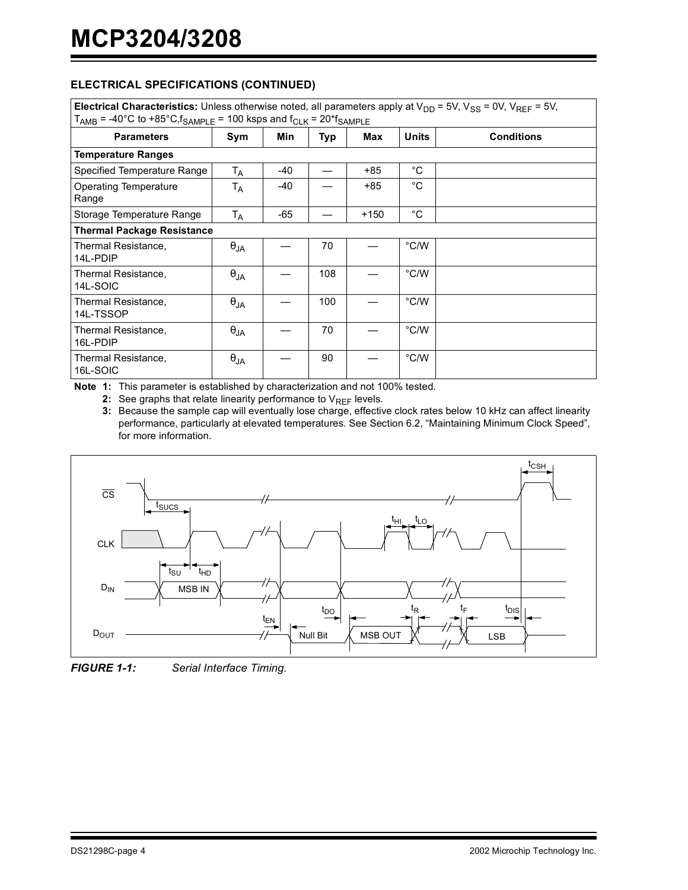## ELECTRICAL SPECIFICATIONS (CONTINUED)

| **Electrical Characteristics:** Unless otherwise noted, all parameters apply at $V_{DD}$ = 5V, $V_{SS}$ = 0V, $V_{REF}$ = 5V, $T_{AMB}$ = -40°C to +85°C, $f_{SAMPLE}$ = 100 ksps and $f_{CLK}$ = 20*$f_{SAMPLE}$ | | | | | | |
|---|---|---|---|---|---|---|
| **Parameters** | **Sym** | **Min** | **Typ** | **Max** | **Units** | **Conditions** |
| **Temperature Ranges** | | | | | | |
| Specified Temperature Range | $T_A$ | -40 | — | +85 | °C | |
| Operating Temperature Range | $T_A$ | -40 | — | +85 | °C | |
| Storage Temperature Range | $T_A$ | -65 | — | +150 | °C | |
| **Thermal Package Resistance** | | | | | | |
| Thermal Resistance, 14L-PDIP | $\theta_{JA}$ | — | 70 | — | °C/W | |
| Thermal Resistance, 14L-SOIC | $\theta_{JA}$ | — | 108 | — | °C/W | |
| Thermal Resistance, 14L-TSSOP | $\theta_{JA}$ | — | 100 | — | °C/W | |
| Thermal Resistance, 16L-PDIP | $\theta_{JA}$ | — | 70 | — | °C/W | |
| Thermal Resistance, 16L-SOIC | $\theta_{JA}$ | — | 90 | — | °C/W | |

**Note 1:** This parameter is established by characterization and not 100% tested.

**2:** See graphs that relate linearity performance to $V_{REF}$ levels.

**3:** Because the sample cap will eventually lose charge, effective clock rates below 10 kHz can affect linearity performance, particularly at elevated temperatures. See Section 6.2, "Maintaining Minimum Clock Speed", for more information.

***FIGURE 1-1:*** *Serial Interface Timing.*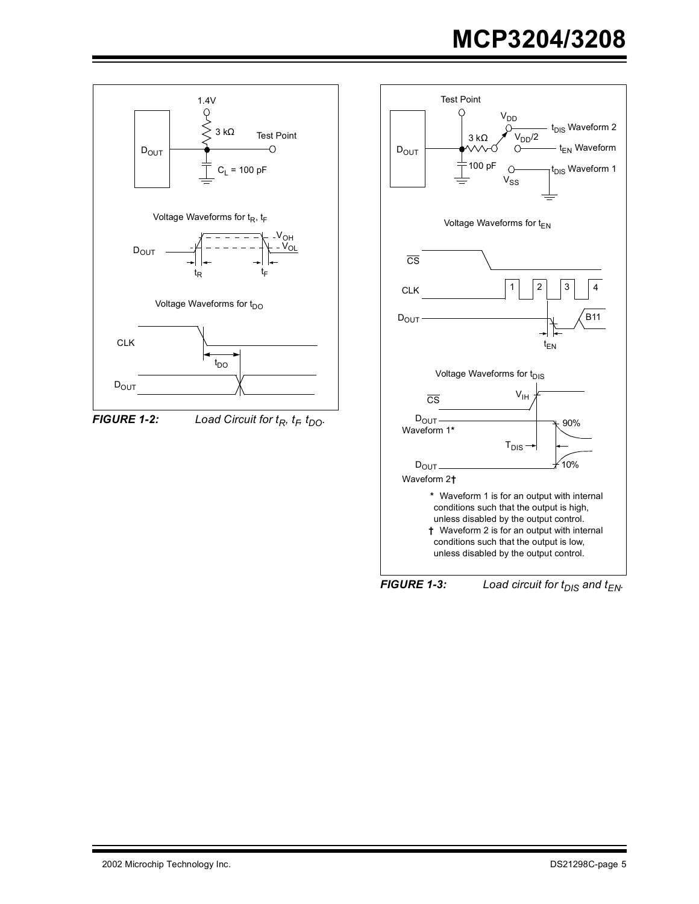1.4V

3 kΩ

Test Point

$D_{OUT}$

$C_L$ = 100 pF

Voltage Waveforms for $t_R$, $t_F$

$D_{OUT}$

$V_{OH}$

$V_{OL}$

$t_R$

$t_F$

Voltage Waveforms for $t_{DO}$

CLK

$t_{DO}$

$D_{OUT}$

***FIGURE 1-2:*** *Load Circuit for $t_R$, $t_F$, $t_{DO}$.*

Test Point

$V_{DD}$

$t_{DIS}$ Waveform 2

3 kΩ

$V_{DD}/2$

$t_{EN}$ Waveform

$D_{OUT}$

100 pF

$t_{DIS}$ Waveform 1

$V_{SS}$

Voltage Waveforms for $t_{EN}$

$\overline{CS}$

CLK 1 2 3 4

$D_{OUT}$ B11

$t_{EN}$

Voltage Waveforms for $t_{DIS}$

$\overline{CS}$

$V_{IH}$

$D_{OUT}$ Waveform 1*

90%

$T_{DIS}$

$D_{OUT}$ Waveform 2†

10%

\* Waveform 1 is for an output with internal conditions such that the output is high, unless disabled by the output control.

† Waveform 2 is for an output with internal conditions such that the output is low, unless disabled by the output control.

***FIGURE 1-3:*** *Load circuit for $t_{DIS}$ and $t_{EN}$.*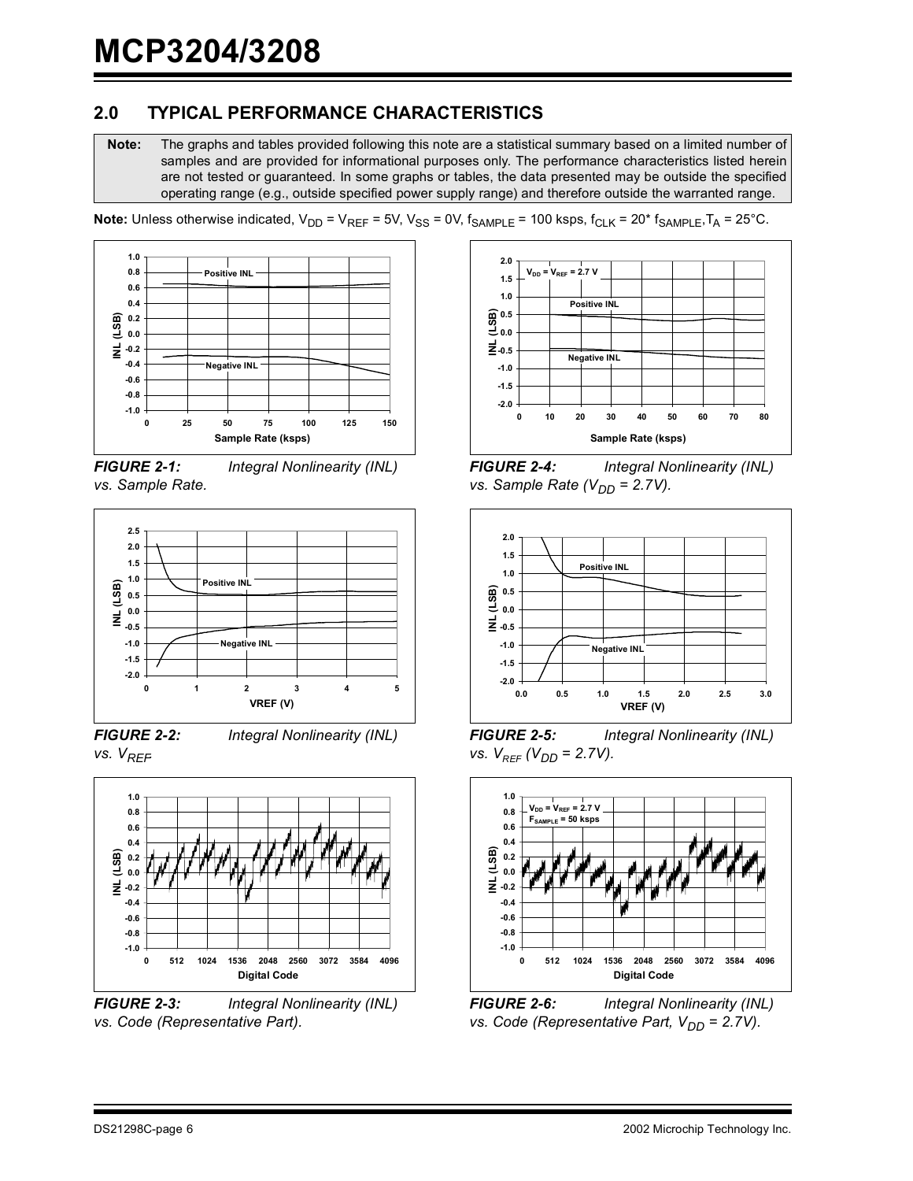## 2.0 TYPICAL PERFORMANCE CHARACTERISTICS

**Note:** The graphs and tables provided following this note are a statistical summary based on a limited number of samples and are provided for informational purposes only. The performance characteristics listed herein are not tested or guaranteed. In some graphs or tables, the data presented may be outside the specified operating range (e.g., outside specified power supply range) and therefore outside the warranted range.

**Note:** Unless otherwise indicated, $V_{DD} = V_{REF} = 5V$, $V_{SS} = 0V$, $f_{SAMPLE} = 100$ ksps, $f_{CLK} = 20^* f_{SAMPLE}$, $T_A = 25°C$.

***FIGURE 2-1:*** *Integral Nonlinearity (INL) vs. Sample Rate.*

***FIGURE 2-2:*** *Integral Nonlinearity (INL) vs. $V_{REF}$*

***FIGURE 2-3:*** *Integral Nonlinearity (INL) vs. Code (Representative Part).*

***FIGURE 2-4:*** *Integral Nonlinearity (INL) vs. Sample Rate ($V_{DD}$ = 2.7V).*

***FIGURE 2-5:*** *Integral Nonlinearity (INL) vs. $V_{REF}$ ($V_{DD}$ = 2.7V).*

***FIGURE 2-6:*** *Integral Nonlinearity (INL) vs. Code (Representative Part, $V_{DD}$ = 2.7V).*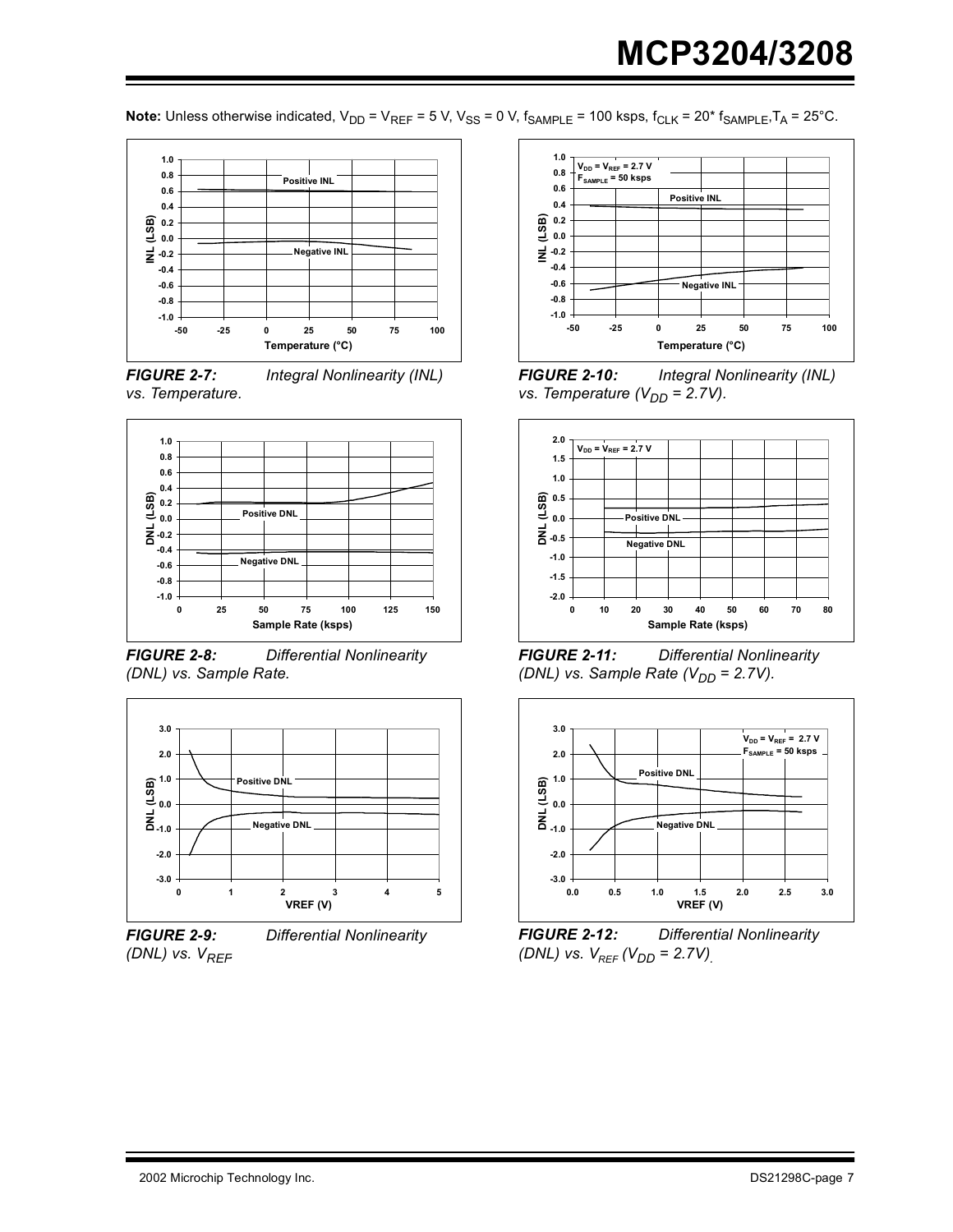**Note:** Unless otherwise indicated, $V_{DD} = V_{REF} = 5$ V, $V_{SS} = 0$ V, $f_{SAMPLE} = 100$ ksps, $f_{CLK} = 20^{*} f_{SAMPLE}$, $T_A = 25°C$.

***FIGURE 2-7:*** *Integral Nonlinearity (INL) vs. Temperature.*

***FIGURE 2-8:*** *Differential Nonlinearity (DNL) vs. Sample Rate.*

***FIGURE 2-9:*** *Differential Nonlinearity (DNL) vs.* $V_{REF}$

***FIGURE 2-10:*** *Integral Nonlinearity (INL) vs. Temperature ($V_{DD}$ = 2.7V).*

***FIGURE 2-11:*** *Differential Nonlinearity (DNL) vs. Sample Rate ($V_{DD}$ = 2.7V).*

***FIGURE 2-12:*** *Differential Nonlinearity (DNL) vs. $V_{REF}$ ($V_{DD}$ = 2.7V).*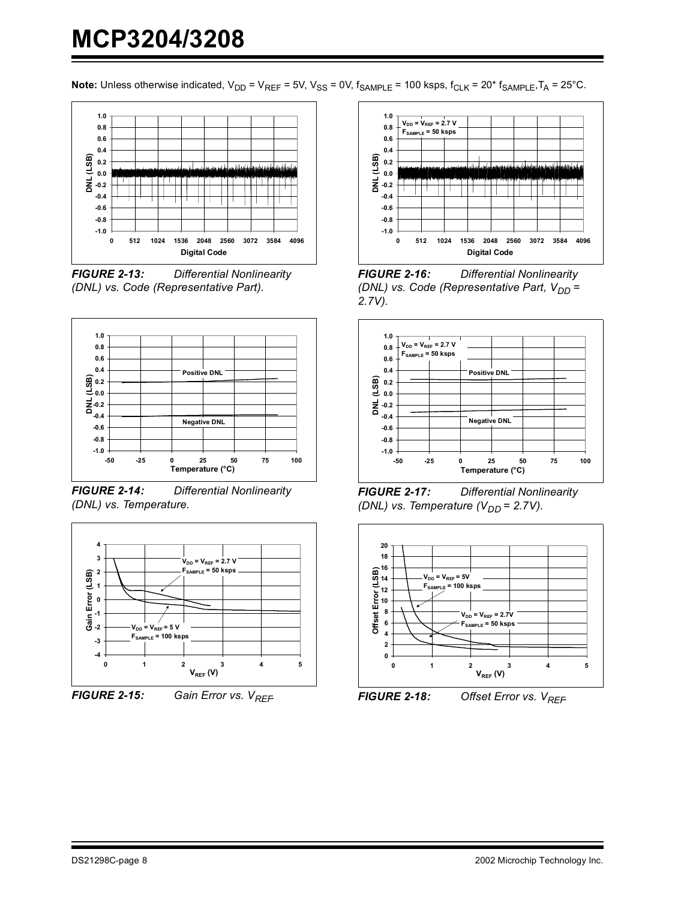**Note:** Unless otherwise indicated, $V_{DD} = V_{REF} = 5V$, $V_{SS} = 0V$, $f_{SAMPLE} = 100$ ksps, $f_{CLK} = 20^{*} f_{SAMPLE}$, $T_A = 25°C$.

***FIGURE 2-13:*** *Differential Nonlinearity (DNL) vs. Code (Representative Part).*

***FIGURE 2-14:*** *Differential Nonlinearity (DNL) vs. Temperature.*

***FIGURE 2-15:*** *Gain Error vs.* $V_{REF}$

***FIGURE 2-16:*** *Differential Nonlinearity (DNL) vs. Code (Representative Part,* $V_{DD}$ *= 2.7V).*

***FIGURE 2-17:*** *Differential Nonlinearity (DNL) vs. Temperature (*$V_{DD}$ *= 2.7V).*

***FIGURE 2-18:*** *Offset Error vs.* $V_{REF}$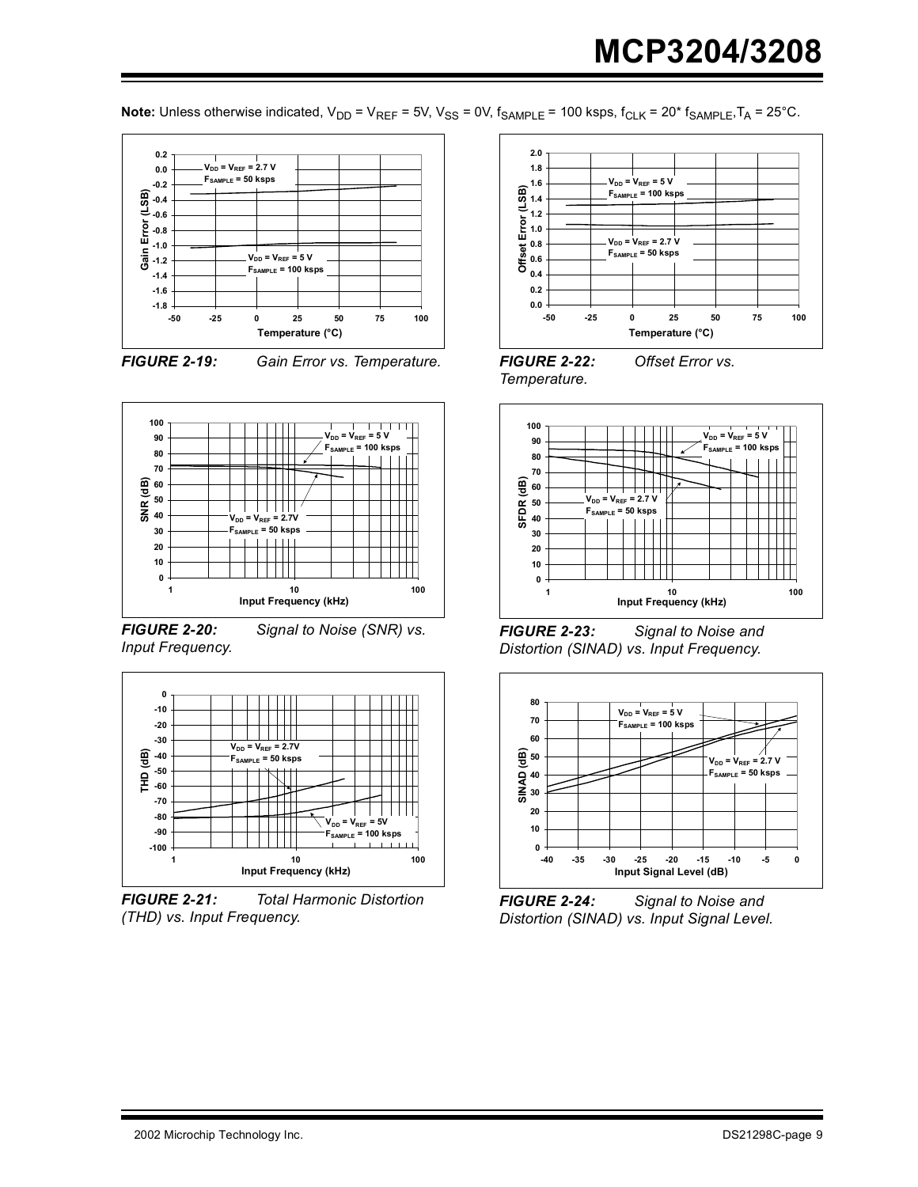**Note:** Unless otherwise indicated, $V_{DD} = V_{REF} = 5V$, $V_{SS} = 0V$, $f_{SAMPLE} = 100$ ksps, $f_{CLK} = 20^* f_{SAMPLE}$, $T_A = 25°C$.

***FIGURE 2-19:*** *Gain Error vs. Temperature.*

***FIGURE 2-20:*** *Signal to Noise (SNR) vs. Input Frequency.*

***FIGURE 2-21:*** *Total Harmonic Distortion (THD) vs. Input Frequency.*

***FIGURE 2-22:*** *Offset Error vs. Temperature.*

***FIGURE 2-23:*** *Signal to Noise and Distortion (SINAD) vs. Input Frequency.*

***FIGURE 2-24:*** *Signal to Noise and Distortion (SINAD) vs. Input Signal Level.*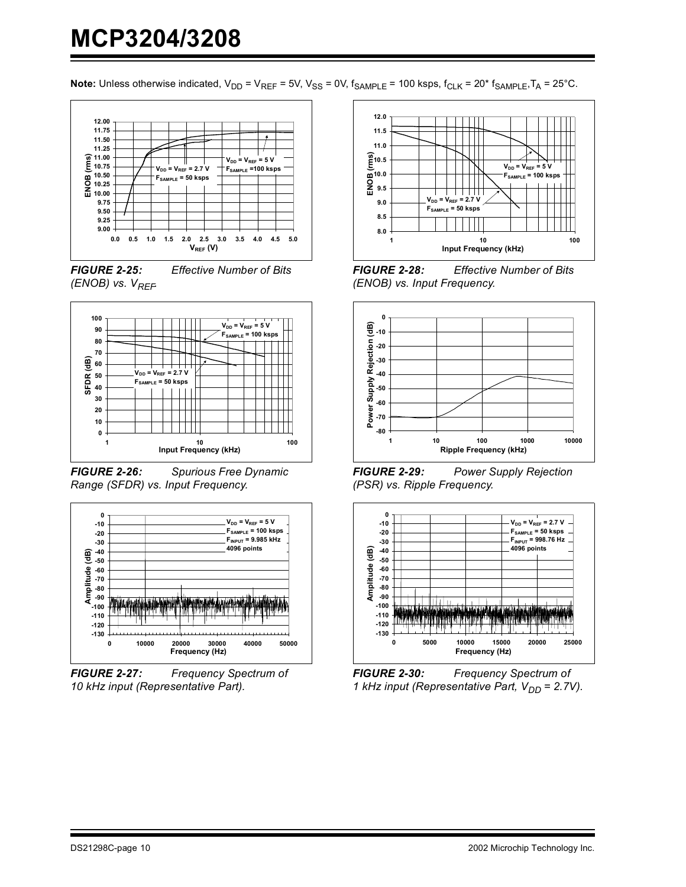**Note:** Unless otherwise indicated, $V_{DD} = V_{REF} = 5V$, $V_{SS} = 0V$, $f_{SAMPLE} = 100$ ksps, $f_{CLK} = 20^* f_{SAMPLE}$, $T_A = 25°C$.

***FIGURE 2-25:*** *Effective Number of Bits (ENOB) vs. $V_{REF}$.*

***FIGURE 2-26:*** *Spurious Free Dynamic Range (SFDR) vs. Input Frequency.*

***FIGURE 2-27:*** *Frequency Spectrum of 10 kHz input (Representative Part).*

***FIGURE 2-28:*** *Effective Number of Bits (ENOB) vs. Input Frequency.*

***FIGURE 2-29:*** *Power Supply Rejection (PSR) vs. Ripple Frequency.*

***FIGURE 2-30:*** *Frequency Spectrum of 1 kHz input (Representative Part, $V_{DD} = 2.7V$).*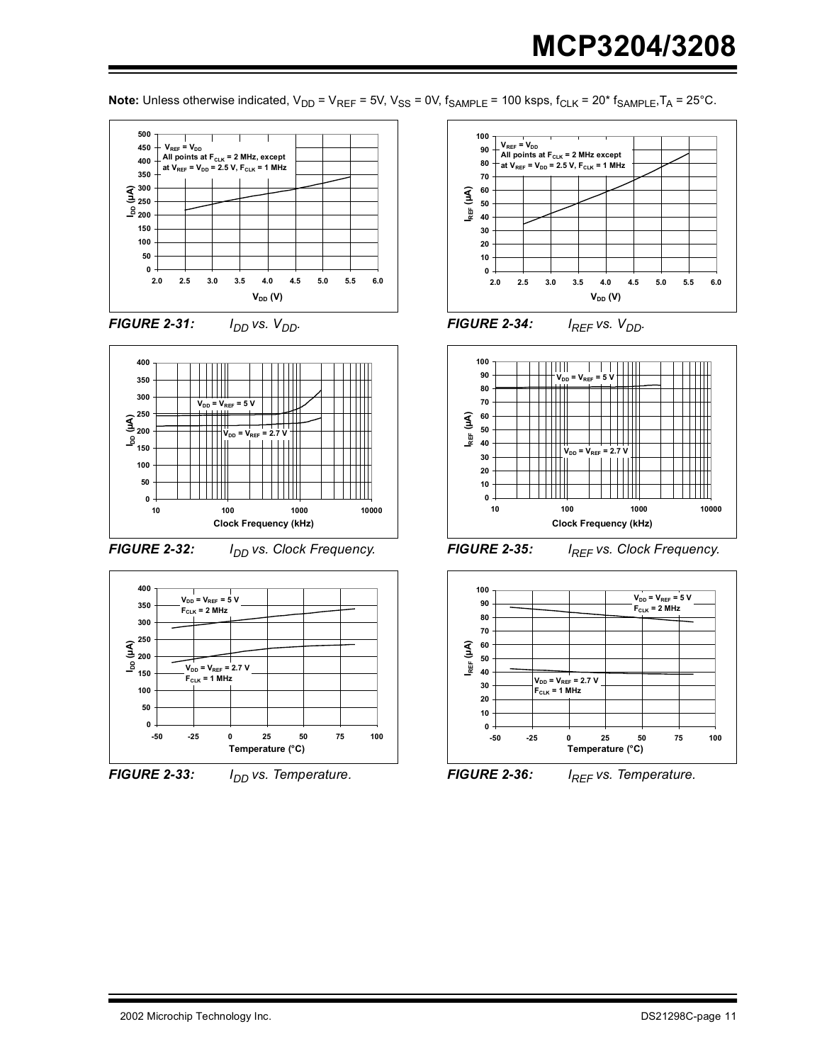**Note:** Unless otherwise indicated, $V_{DD} = V_{REF} = 5V$, $V_{SS} = 0V$, $f_{SAMPLE} = 100$ ksps, $f_{CLK} = 20^* f_{SAMPLE}$, $T_A = 25°C$.

**FIGURE 2-31:** $I_{DD}$ vs. $V_{DD}$.

**FIGURE 2-32:** $I_{DD}$ vs. Clock Frequency.

**FIGURE 2-33:** $I_{DD}$ vs. Temperature.

**FIGURE 2-34:** $I_{REF}$ vs. $V_{DD}$.

**FIGURE 2-35:** $I_{REF}$ vs. Clock Frequency.

**FIGURE 2-36:** $I_{REF}$ vs. Temperature.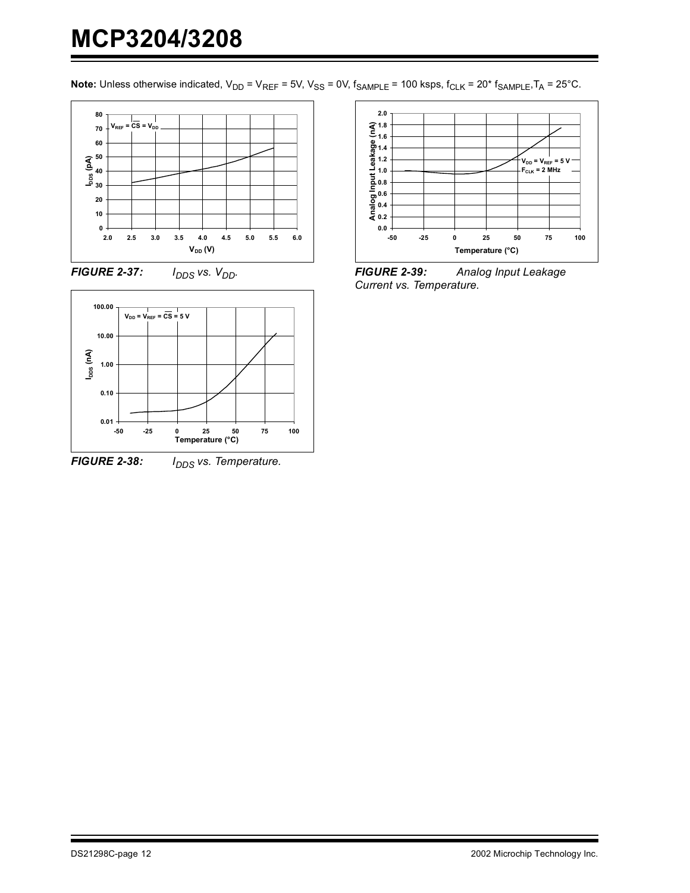**Note:** Unless otherwise indicated, $V_{DD} = V_{REF} = 5V$, $V_{SS} = 0V$, $f_{SAMPLE} = 100$ ksps, $f_{CLK} = 20^* f_{SAMPLE}$, $T_A = 25°C$.

***FIGURE 2-37:*** *$I_{DDS}$ vs. $V_{DD}$.*

***FIGURE 2-38:*** *$I_{DDS}$ vs. Temperature.*

***FIGURE 2-39:*** *Analog Input Leakage Current vs. Temperature.*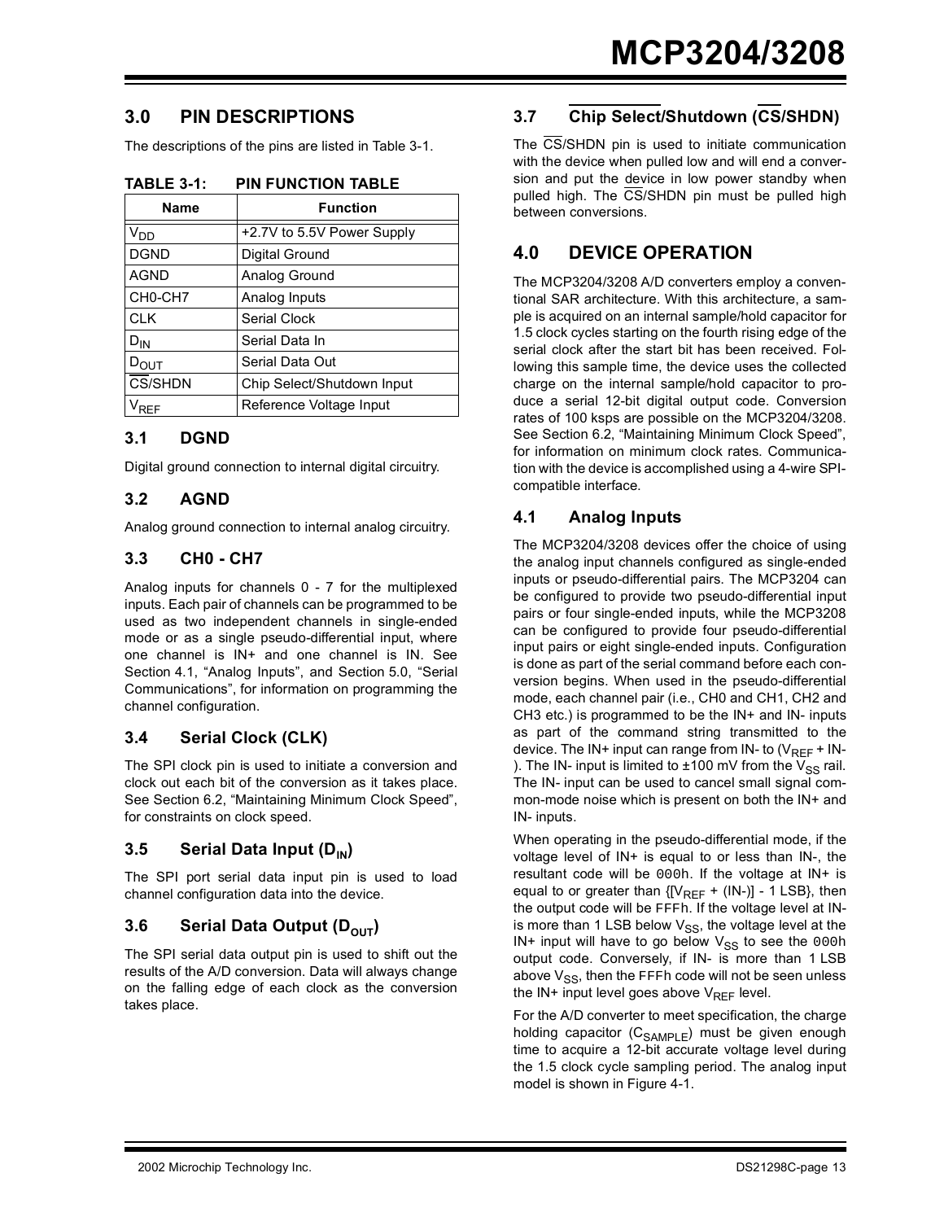## 3.0 PIN DESCRIPTIONS

The descriptions of the pins are listed in Table 3-1.

**TABLE 3-1: PIN FUNCTION TABLE**

| Name | Function |
|---|---|
| $V_{DD}$ | +2.7V to 5.5V Power Supply |
| DGND | Digital Ground |
| AGND | Analog Ground |
| CH0-CH7 | Analog Inputs |
| CLK | Serial Clock |
| $D_{IN}$ | Serial Data In |
| $D_{OUT}$ | Serial Data Out |
| $\overline{CS}$/SHDN | Chip Select/Shutdown Input |
| $V_{REF}$ | Reference Voltage Input |

### 3.1 DGND

Digital ground connection to internal digital circuitry.

### 3.2 AGND

Analog ground connection to internal analog circuitry.

### 3.3 CH0 - CH7

Analog inputs for channels 0 - 7 for the multiplexed inputs. Each pair of channels can be programmed to be used as two independent channels in single-ended mode or as a single pseudo-differential input, where one channel is IN+ and one channel is IN. See Section 4.1, “Analog Inputs”, and Section 5.0, “Serial Communications”, for information on programming the channel configuration.

### 3.4 Serial Clock (CLK)

The SPI clock pin is used to initiate a conversion and clock out each bit of the conversion as it takes place. See Section 6.2, “Maintaining Minimum Clock Speed”, for constraints on clock speed.

### 3.5 Serial Data Input ($D_{IN}$)

The SPI port serial data input pin is used to load channel configuration data into the device.

### 3.6 Serial Data Output ($D_{OUT}$)

The SPI serial data output pin is used to shift out the results of the A/D conversion. Data will always change on the falling edge of each clock as the conversion takes place.

### 3.7 Chip Select/Shutdown ($\overline{CS}$/SHDN)

The $\overline{CS}$/SHDN pin is used to initiate communication with the device when pulled low and will end a conversion and put the device in low power standby when pulled high. The $\overline{CS}$/SHDN pin must be pulled high between conversions.

## 4.0 DEVICE OPERATION

The MCP3204/3208 A/D converters employ a conventional SAR architecture. With this architecture, a sample is acquired on an internal sample/hold capacitor for 1.5 clock cycles starting on the fourth rising edge of the serial clock after the start bit has been received. Following this sample time, the device uses the collected charge on the internal sample/hold capacitor to produce a serial 12-bit digital output code. Conversion rates of 100 ksps are possible on the MCP3204/3208. See Section 6.2, “Maintaining Minimum Clock Speed”, for information on minimum clock rates. Communication with the device is accomplished using a 4-wire SPI-compatible interface.

### 4.1 Analog Inputs

The MCP3204/3208 devices offer the choice of using the analog input channels configured as single-ended inputs or pseudo-differential pairs. The MCP3204 can be configured to provide two pseudo-differential input pairs or four single-ended inputs, while the MCP3208 can be configured to provide four pseudo-differential input pairs or eight single-ended inputs. Configuration is done as part of the serial command before each conversion begins. When used in the pseudo-differential mode, each channel pair (i.e., CH0 and CH1, CH2 and CH3 etc.) is programmed to be the IN+ and IN- inputs as part of the command string transmitted to the device. The IN+ input can range from IN- to ($V_{REF}$ + IN-). The IN- input is limited to ±100 mV from the $V_{SS}$ rail. The IN- input can be used to cancel small signal common-mode noise which is present on both the IN+ and IN- inputs.

When operating in the pseudo-differential mode, if the voltage level of IN+ is equal to or less than IN-, the resultant code will be 000h. If the voltage at IN+ is equal to or greater than {[$V_{REF}$ + (IN-)] - 1 LSB}, then the output code will be FFFh. If the voltage level at IN- is more than 1 LSB below $V_{SS}$, the voltage level at the IN+ input will have to go below $V_{SS}$ to see the 000h output code. Conversely, if IN- is more than 1 LSB above $V_{SS}$, then the FFFh code will not be seen unless the IN+ input level goes above $V_{REF}$ level.

For the A/D converter to meet specification, the charge holding capacitor ($C_{SAMPLE}$) must be given enough time to acquire a 12-bit accurate voltage level during the 1.5 clock cycle sampling period. The analog input model is shown in Figure 4-1.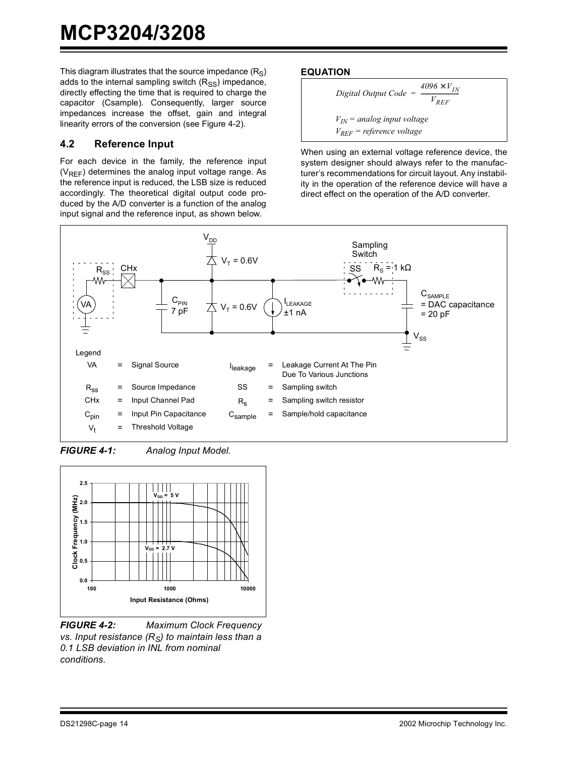This diagram illustrates that the source impedance ($R_S$) adds to the internal sampling switch ($R_{SS}$) impedance, directly effecting the time that is required to charge the capacitor (Csample). Consequently, larger source impedances increase the offset, gain and integral linearity errors of the conversion (see Figure 4-2).

## 4.2 Reference Input

For each device in the family, the reference input ($V_{REF}$) determines the analog input voltage range. As the reference input is reduced, the LSB size is reduced accordingly. The theoretical digital output code produced by the A/D converter is a function of the analog input signal and the reference input, as shown below.

**EQUATION**

$$Digital\ Output\ Code = \frac{4096 \times V_{IN}}{V_{REF}}$$

$V_{IN}$ = analog input voltage

$V_{REF}$ = reference voltage

When using an external voltage reference device, the system designer should always refer to the manufacturer's recommendations for circuit layout. Any instability in the operation of the reference device will have a direct effect on the operation of the A/D converter.

Legend

| | | | | | |
|---|---|---|---|---|---|
| VA | = Signal Source | $I_{leakage}$ | = Leakage Current At The Pin Due To Various Junctions |
| $R_{ss}$ | = Source Impedance | SS | = Sampling switch |
| CHx | = Input Channel Pad | $R_S$ | = Sampling switch resistor |
| $C_{pin}$ | = Input Pin Capacitance | $C_{sample}$ | = Sample/hold capacitance |
| $V_t$ | = Threshold Voltage | | |

***FIGURE 4-1:*** *Analog Input Model.*

***FIGURE 4-2:*** *Maximum Clock Frequency vs. Input resistance ($R_S$) to maintain less than a 0.1 LSB deviation in INL from nominal conditions.*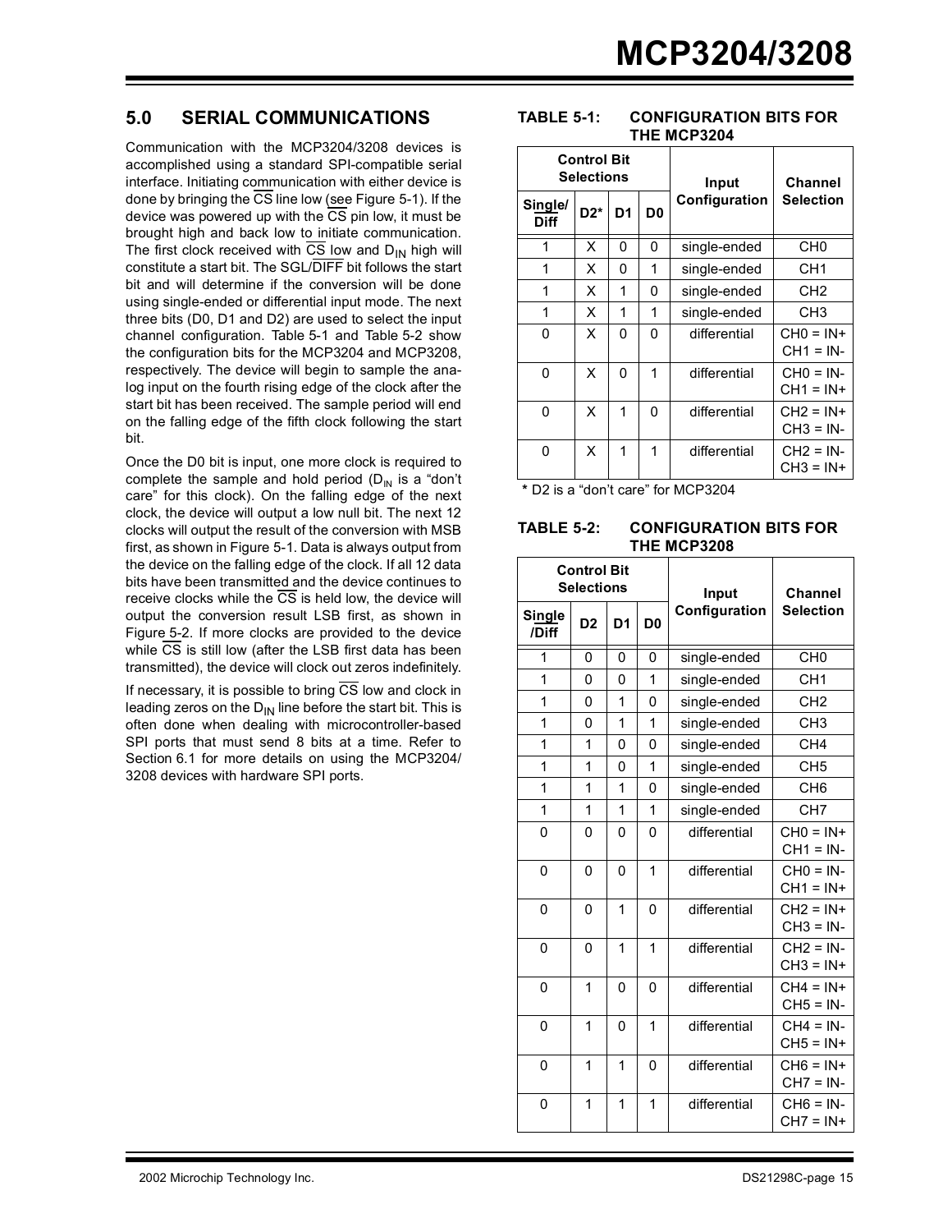## 5.0 SERIAL COMMUNICATIONS

Communication with the MCP3204/3208 devices is accomplished using a standard SPI-compatible serial interface. Initiating communication with either device is done by bringing the $\overline{CS}$ line low (see Figure 5-1). If the device was powered up with the $\overline{CS}$ pin low, it must be brought high and back low to initiate communication. The first clock received with $\overline{CS}$ low and $D_{IN}$ high will constitute a start bit. The SGL/$\overline{DIFF}$ bit follows the start bit and will determine if the conversion will be done using single-ended or differential input mode. The next three bits (D0, D1 and D2) are used to select the input channel configuration. Table 5-1 and Table 5-2 show the configuration bits for the MCP3204 and MCP3208, respectively. The device will begin to sample the analog input on the fourth rising edge of the clock after the start bit has been received. The sample period will end on the falling edge of the fifth clock following the start bit.

Once the D0 bit is input, one more clock is required to complete the sample and hold period ($D_{IN}$ is a "don't care" for this clock). On the falling edge of the next clock, the device will output a low null bit. The next 12 clocks will output the result of the conversion with MSB first, as shown in Figure 5-1. Data is always output from the device on the falling edge of the clock. If all 12 data bits have been transmitted and the device continues to receive clocks while the $\overline{CS}$ is held low, the device will output the conversion result LSB first, as shown in Figure 5-2. If more clocks are provided to the device while $\overline{CS}$ is still low (after the LSB first data has been transmitted), the device will clock out zeros indefinitely.

If necessary, it is possible to bring $\overline{CS}$ low and clock in leading zeros on the $D_{IN}$ line before the start bit. This is often done when dealing with microcontroller-based SPI ports that must send 8 bits at a time. Refer to Section 6.1 for more details on using the MCP3204/3208 devices with hardware SPI ports.

**TABLE 5-1: CONFIGURATION BITS FOR THE MCP3204**

| Control Bit Selections | | | | Input Configuration | Channel Selection |
|---|---|---|---|---|---|
| Single/$\overline{Diff}$ | D2* | D1 | D0 | | |
| 1 | X | 0 | 0 | single-ended | CH0 |
| 1 | X | 0 | 1 | single-ended | CH1 |
| 1 | X | 1 | 0 | single-ended | CH2 |
| 1 | X | 1 | 1 | single-ended | CH3 |
| 0 | X | 0 | 0 | differential | CH0 = IN+ CH1 = IN- |
| 0 | X | 0 | 1 | differential | CH0 = IN- CH1 = IN+ |
| 0 | X | 1 | 0 | differential | CH2 = IN+ CH3 = IN- |
| 0 | X | 1 | 1 | differential | CH2 = IN- CH3 = IN+ |

\* D2 is a "don't care" for MCP3204

**TABLE 5-2: CONFIGURATION BITS FOR THE MCP3208**

| Control Bit Selections | | | | Input Configuration | Channel Selection |
|---|---|---|---|---|---|
| Single /$\overline{Diff}$ | D2 | D1 | D0 | | |
| 1 | 0 | 0 | 0 | single-ended | CH0 |
| 1 | 0 | 0 | 1 | single-ended | CH1 |
| 1 | 0 | 1 | 0 | single-ended | CH2 |
| 1 | 0 | 1 | 1 | single-ended | CH3 |
| 1 | 1 | 0 | 0 | single-ended | CH4 |
| 1 | 1 | 0 | 1 | single-ended | CH5 |
| 1 | 1 | 1 | 0 | single-ended | CH6 |
| 1 | 1 | 1 | 1 | single-ended | CH7 |
| 0 | 0 | 0 | 0 | differential | CH0 = IN+ CH1 = IN- |
| 0 | 0 | 0 | 1 | differential | CH0 = IN- CH1 = IN+ |
| 0 | 0 | 1 | 0 | differential | CH2 = IN+ CH3 = IN- |
| 0 | 0 | 1 | 1 | differential | CH2 = IN- CH3 = IN+ |
| 0 | 1 | 0 | 0 | differential | CH4 = IN+ CH5 = IN- |
| 0 | 1 | 0 | 1 | differential | CH4 = IN- CH5 = IN+ |
| 0 | 1 | 1 | 0 | differential | CH6 = IN+ CH7 = IN- |
| 0 | 1 | 1 | 1 | differential | CH6 = IN- CH7 = IN+ |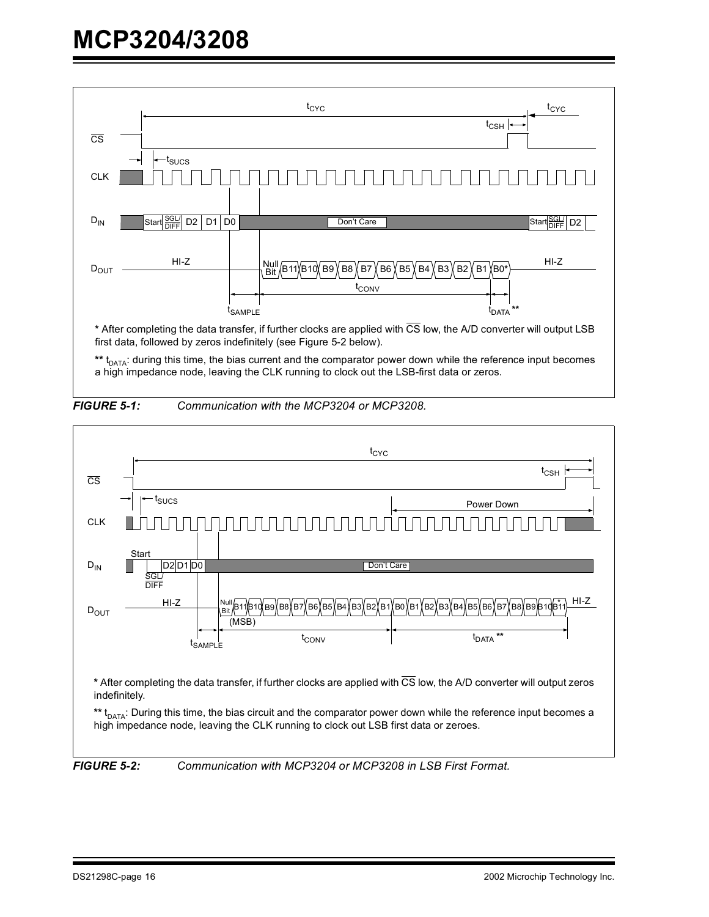* After completing the data transfer, if further clocks are applied with $\overline{CS}$ low, the A/D converter will output LSB first data, followed by zeros indefinitely (see Figure 5-2 below).

** $t_{DATA}$: during this time, the bias current and the comparator power down while the reference input becomes a high impedance node, leaving the CLK running to clock out the LSB-first data or zeros.

***FIGURE 5-1:*** *Communication with the MCP3204 or MCP3208.*

* After completing the data transfer, if further clocks are applied with $\overline{CS}$ low, the A/D converter will output zeros indefinitely.

** $t_{DATA}$: During this time, the bias circuit and the comparator power down while the reference input becomes a high impedance node, leaving the CLK running to clock out LSB first data or zeroes.

***FIGURE 5-2:*** *Communication with MCP3204 or MCP3208 in LSB First Format.*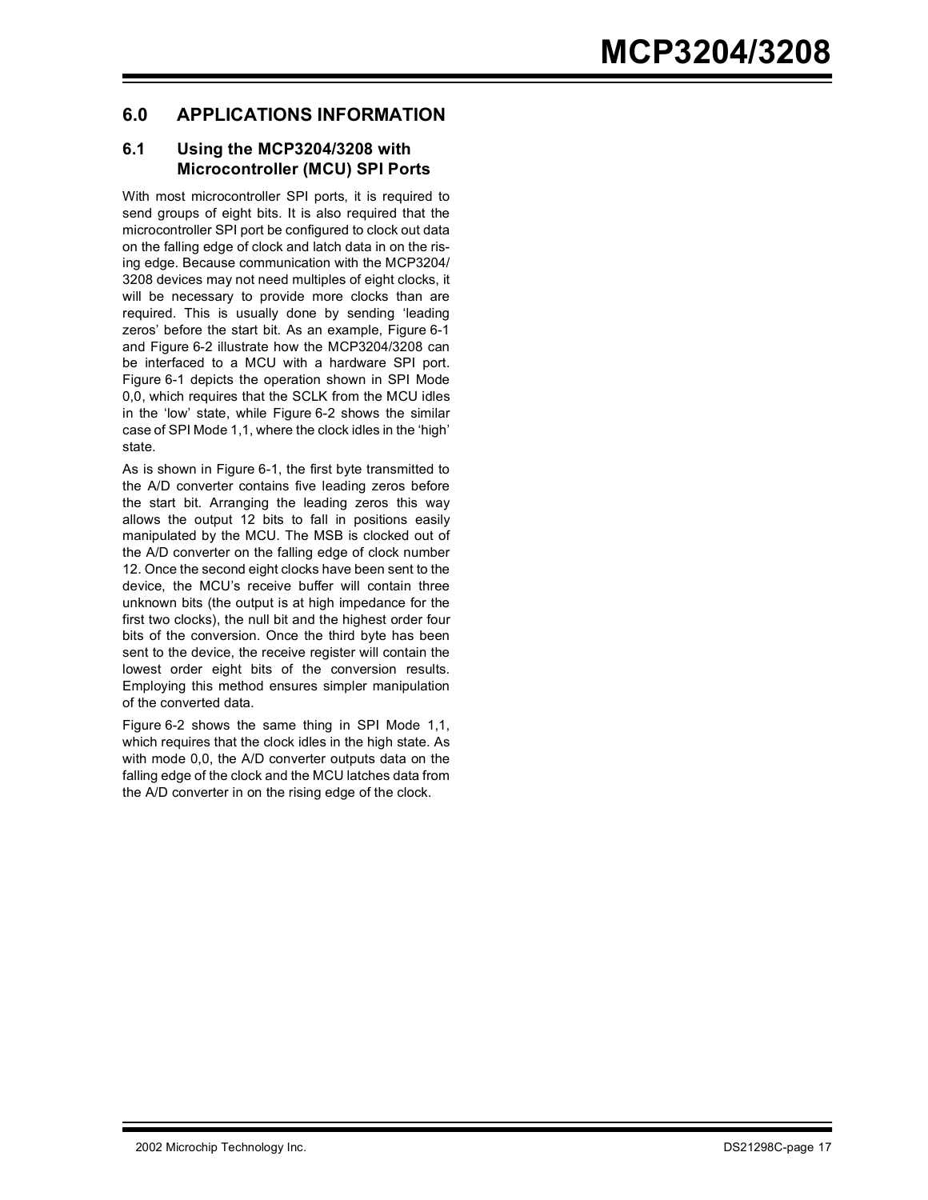## 6.0 APPLICATIONS INFORMATION

### 6.1 Using the MCP3204/3208 with Microcontroller (MCU) SPI Ports

With most microcontroller SPI ports, it is required to send groups of eight bits. It is also required that the microcontroller SPI port be configured to clock out data on the falling edge of clock and latch data in on the rising edge. Because communication with the MCP3204/3208 devices may not need multiples of eight clocks, it will be necessary to provide more clocks than are required. This is usually done by sending 'leading zeros' before the start bit. As an example, Figure 6-1 and Figure 6-2 illustrate how the MCP3204/3208 can be interfaced to a MCU with a hardware SPI port. Figure 6-1 depicts the operation shown in SPI Mode 0,0, which requires that the SCLK from the MCU idles in the 'low' state, while Figure 6-2 shows the similar case of SPI Mode 1,1, where the clock idles in the 'high' state.

As is shown in Figure 6-1, the first byte transmitted to the A/D converter contains five leading zeros before the start bit. Arranging the leading zeros this way allows the output 12 bits to fall in positions easily manipulated by the MCU. The MSB is clocked out of the A/D converter on the falling edge of clock number 12. Once the second eight clocks have been sent to the device, the MCU's receive buffer will contain three unknown bits (the output is at high impedance for the first two clocks), the null bit and the highest order four bits of the conversion. Once the third byte has been sent to the device, the receive register will contain the lowest order eight bits of the conversion results. Employing this method ensures simpler manipulation of the converted data.

Figure 6-2 shows the same thing in SPI Mode 1,1, which requires that the clock idles in the high state. As with mode 0,0, the A/D converter outputs data on the falling edge of the clock and the MCU latches data from the A/D converter in on the rising edge of the clock.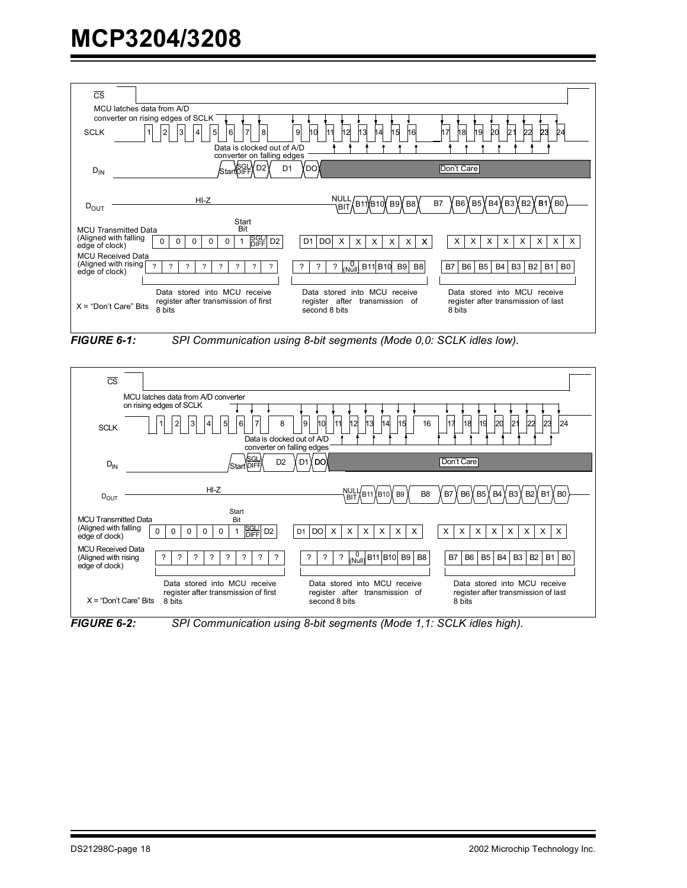CS

MCU latches data from A/D converter on rising edges of SCLK

SCLK 1 2 3 4 5 6 7 8 9 10 11 12 13 14 15 16 17 18 19 20 21 22 23 24

Data is clocked out of A/D converter on falling edges

$D_{IN}$ Start SGL/DIFF D2 D1 DO Don't Care

$D_{OUT}$ HI-Z NULL BIT B11 B10 B9 B8 B7 B6 B5 B4 B3 B2 B1 B0

| MCU Transmitted Data (Aligned with falling edge of clock) | 0 | 0 | 0 | 0 | 0 | 1 (Start Bit) | SGL/DIFF | D2 |
|---|---|---|---|---|---|---|---|---|
| | D1 | DO | X | X | X | X | X | X |
| | X | X | X | X | X | X | X | X |

| MCU Received Data (Aligned with rising edge of clock) | ? | ? | ? | ? | ? | ? | ? | ? |
|---|---|---|---|---|---|---|---|---|
| | ? | ? | ? | 0 (Null) | B11 | B10 | B9 | B8 |
| | B7 | B6 | B5 | B4 | B3 | B2 | B1 | B0 |

X = "Don't Care" Bits

Data stored into MCU receive register after transmission of first 8 bits

Data stored into MCU receive register after transmission of second 8 bits

Data stored into MCU receive register after transmission of last 8 bits

***FIGURE 6-1:*** *SPI Communication using 8-bit segments (Mode 0,0: SCLK idles low).*

CS

MCU latches data from A/D converter on rising edges of SCLK

SCLK 1 2 3 4 5 6 7 8 9 10 11 12 13 14 15 16 17 18 19 20 21 22 23 24

Data is clocked out of A/D converter on falling edges

$D_{IN}$ Start SGL/DIFF D2 D1 DO Don't Care

$D_{OUT}$ HI-Z NULL BIT B11 B10 B9 B8 B7 B6 B5 B4 B3 B2 B1 B0

| MCU Transmitted Data (Aligned with falling edge of clock) | 0 | 0 | 0 | 0 | 0 | 1 (Start Bit) | SGL/DIFF | D2 |
|---|---|---|---|---|---|---|---|---|
| | D1 | DO | X | X | X | X | X | X |
| | X | X | X | X | X | X | X | X |

| MCU Received Data (Aligned with rising edge of clock) | ? | ? | ? | ? | ? | ? | ? | ? |
|---|---|---|---|---|---|---|---|---|
| | ? | ? | ? | 0 (Null) | B11 | B10 | B9 | B8 |
| | B7 | B6 | B5 | B4 | B3 | B2 | B1 | B0 |

X = "Don't Care" Bits

Data stored into MCU receive register after transmission of first 8 bits

Data stored into MCU receive register after transmission of second 8 bits

Data stored into MCU receive register after transmission of last 8 bits

***FIGURE 6-2:*** *SPI Communication using 8-bit segments (Mode 1,1: SCLK idles high).*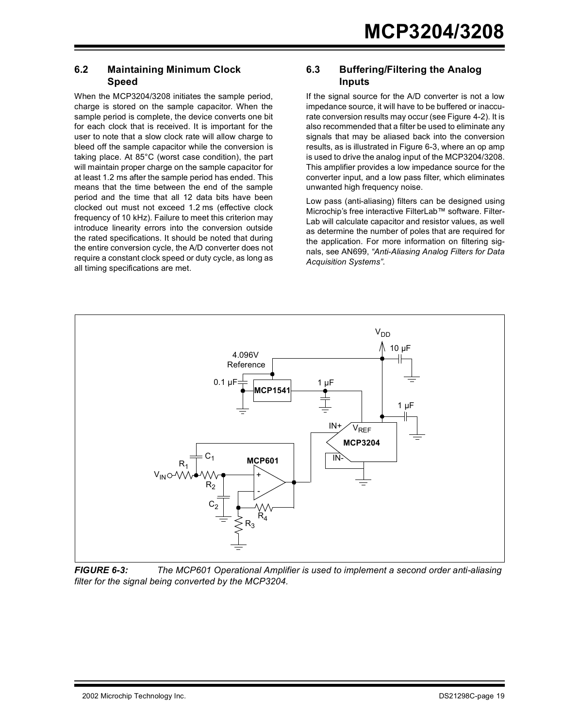## 6.2 Maintaining Minimum Clock Speed

When the MCP3204/3208 initiates the sample period, charge is stored on the sample capacitor. When the sample period is complete, the device converts one bit for each clock that is received. It is important for the user to note that a slow clock rate will allow charge to bleed off the sample capacitor while the conversion is taking place. At 85°C (worst case condition), the part will maintain proper charge on the sample capacitor for at least 1.2 ms after the sample period has ended. This means that the time between the end of the sample period and the time that all 12 data bits have been clocked out must not exceed 1.2 ms (effective clock frequency of 10 kHz). Failure to meet this criterion may introduce linearity errors into the conversion outside the rated specifications. It should be noted that during the entire conversion cycle, the A/D converter does not require a constant clock speed or duty cycle, as long as all timing specifications are met.

## 6.3 Buffering/Filtering the Analog Inputs

If the signal source for the A/D converter is not a low impedance source, it will have to be buffered or inaccurate conversion results may occur (see Figure 4-2). It is also recommended that a filter be used to eliminate any signals that may be aliased back into the conversion results, as is illustrated in Figure 6-3, where an op amp is used to drive the analog input of the MCP3204/3208. This amplifier provides a low impedance source for the converter input, and a low pass filter, which eliminates unwanted high frequency noise.

Low pass (anti-aliasing) filters can be designed using Microchip's free interactive FilterLab™ software. FilterLab will calculate capacitor and resistor values, as well as determine the number of poles that are required for the application. For more information on filtering signals, see AN699, *"Anti-Aliasing Analog Filters for Data Acquisition Systems"*.

***FIGURE 6-3:*** *The MCP601 Operational Amplifier is used to implement a second order anti-aliasing filter for the signal being converted by the MCP3204.*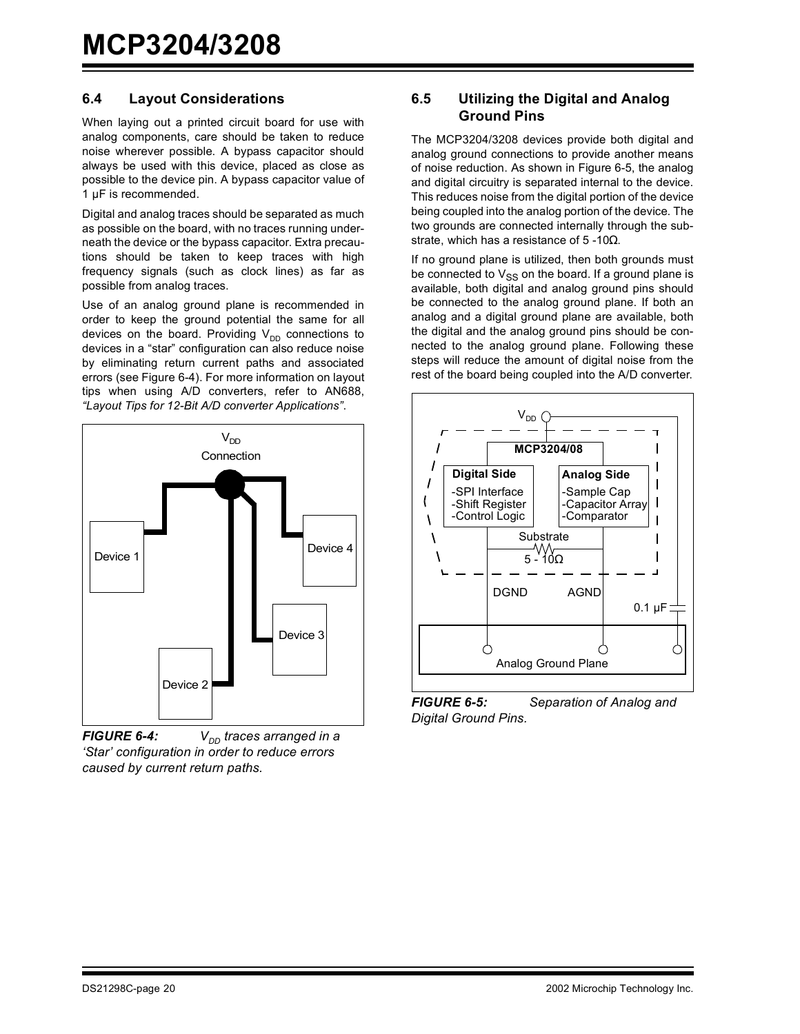### 6.4 Layout Considerations

When laying out a printed circuit board for use with analog components, care should be taken to reduce noise wherever possible. A bypass capacitor should always be used with this device, placed as close as possible to the device pin. A bypass capacitor value of 1 µF is recommended.

Digital and analog traces should be separated as much as possible on the board, with no traces running underneath the device or the bypass capacitor. Extra precautions should be taken to keep traces with high frequency signals (such as clock lines) as far as possible from analog traces.

Use of an analog ground plane is recommended in order to keep the ground potential the same for all devices on the board. Providing $V_{DD}$ connections to devices in a "star" configuration can also reduce noise by eliminating return current paths and associated errors (see Figure 6-4). For more information on layout tips when using A/D converters, refer to AN688, *"Layout Tips for 12-Bit A/D converter Applications"*.

***FIGURE 6-4:*** *$V_{DD}$ traces arranged in a 'Star' configuration in order to reduce errors caused by current return paths.*

### 6.5 Utilizing the Digital and Analog Ground Pins

The MCP3204/3208 devices provide both digital and analog ground connections to provide another means of noise reduction. As shown in Figure 6-5, the analog and digital circuitry is separated internal to the device. This reduces noise from the digital portion of the device being coupled into the analog portion of the device. The two grounds are connected internally through the substrate, which has a resistance of 5 -10Ω.

If no ground plane is utilized, then both grounds must be connected to $V_{SS}$ on the board. If a ground plane is available, both digital and analog ground pins should be connected to the analog ground plane. If both an analog and a digital ground plane are available, both the digital and the analog ground pins should be connected to the analog ground plane. Following these steps will reduce the amount of digital noise from the rest of the board being coupled into the A/D converter.

***FIGURE 6-5:*** *Separation of Analog and Digital Ground Pins.*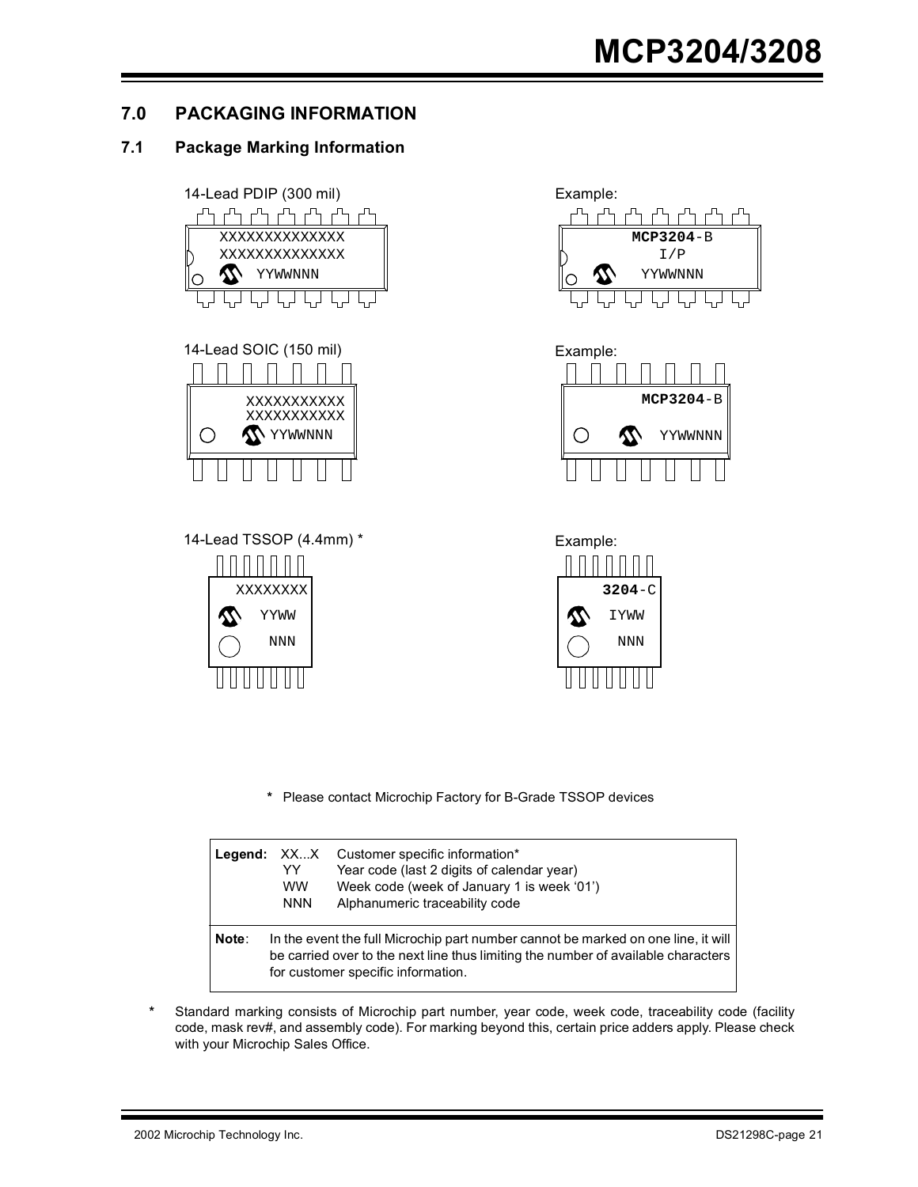## 7.0 PACKAGING INFORMATION

### 7.1 Package Marking Information

14-Lead PDIP (300 mil)

```
XXXXXXXXXXXXXX
XXXXXXXXXXXXXX
YYWWNNN
```

Example:

```
MCP3204-B
I/P
YYWWNNN
```

14-Lead SOIC (150 mil)

```
XXXXXXXXXXX
XXXXXXXXXXX
YYWWNNN
```

Example:

```
MCP3204-B
YYWWNNN
```

14-Lead TSSOP (4.4mm) *

```
XXXXXXXX
YYWW
NNN
```

Example:

```
3204-C
IYWW
NNN
```

\* Please contact Microchip Factory for B-Grade TSSOP devices

| Legend: | | |
|---|---|---|
| | XX...X | Customer specific information* |
| | YY | Year code (last 2 digits of calendar year) |
| | WW | Week code (week of January 1 is week '01') |
| | NNN | Alphanumeric traceability code |

**Note**: In the event the full Microchip part number cannot be marked on one line, it will be carried over to the next line thus limiting the number of available characters for customer specific information.

\* Standard marking consists of Microchip part number, year code, week code, traceability code (facility code, mask rev#, and assembly code). For marking beyond this, certain price adders apply. Please check with your Microchip Sales Office.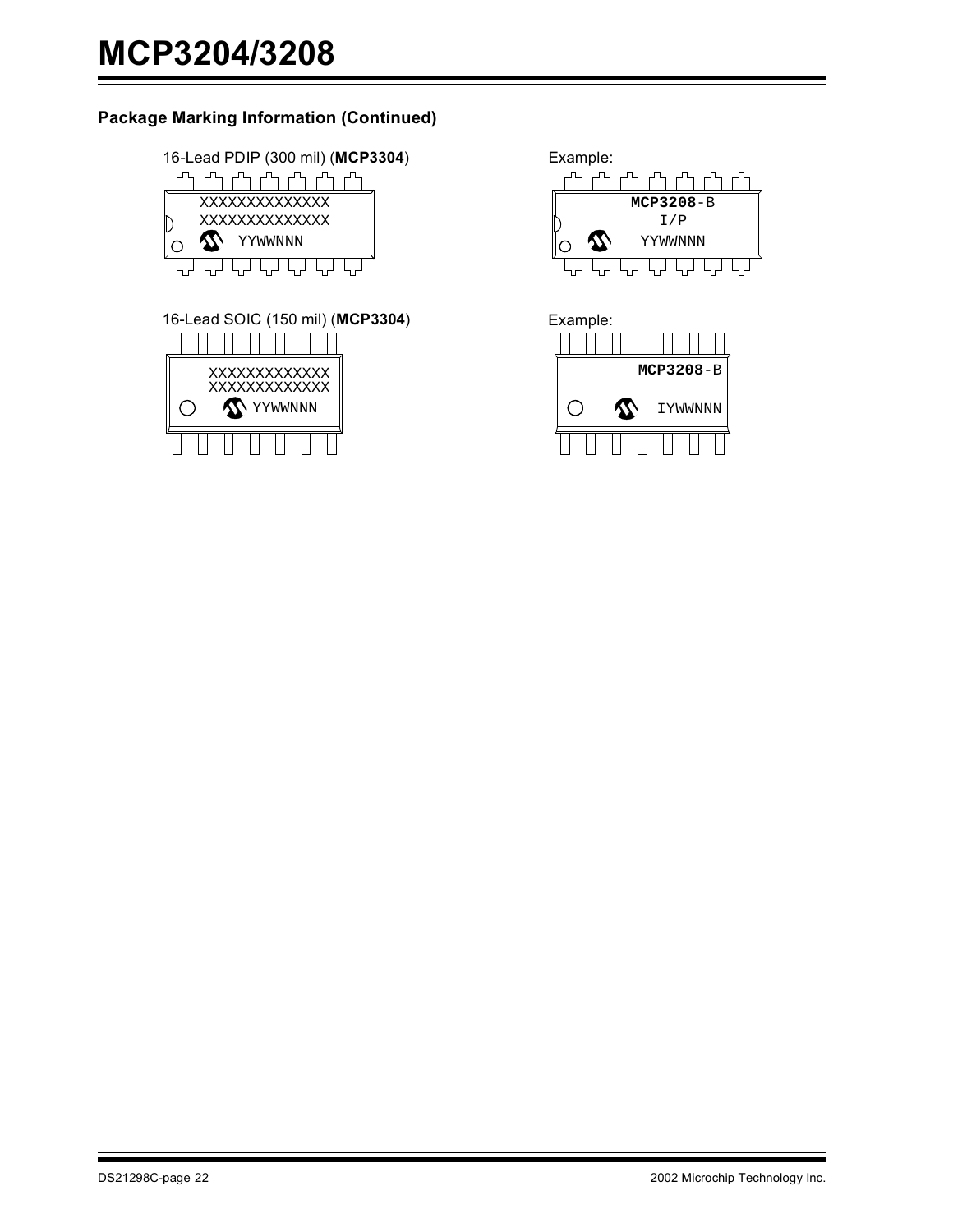### Package Marking Information (Continued)

16-Lead PDIP (300 mil) (**MCP3304**)

```
XXXXXXXXXXXXXX
XXXXXXXXXXXXXX
YYWWNNN
```

Example:

```
MCP3208-B
I/P
YYWWNNN
```

16-Lead SOIC (150 mil) (**MCP3304**)

```
XXXXXXXXXXXXX
XXXXXXXXXXXXX
YYWWNNN
```

Example:

```
MCP3208-B
IYWWNNN
```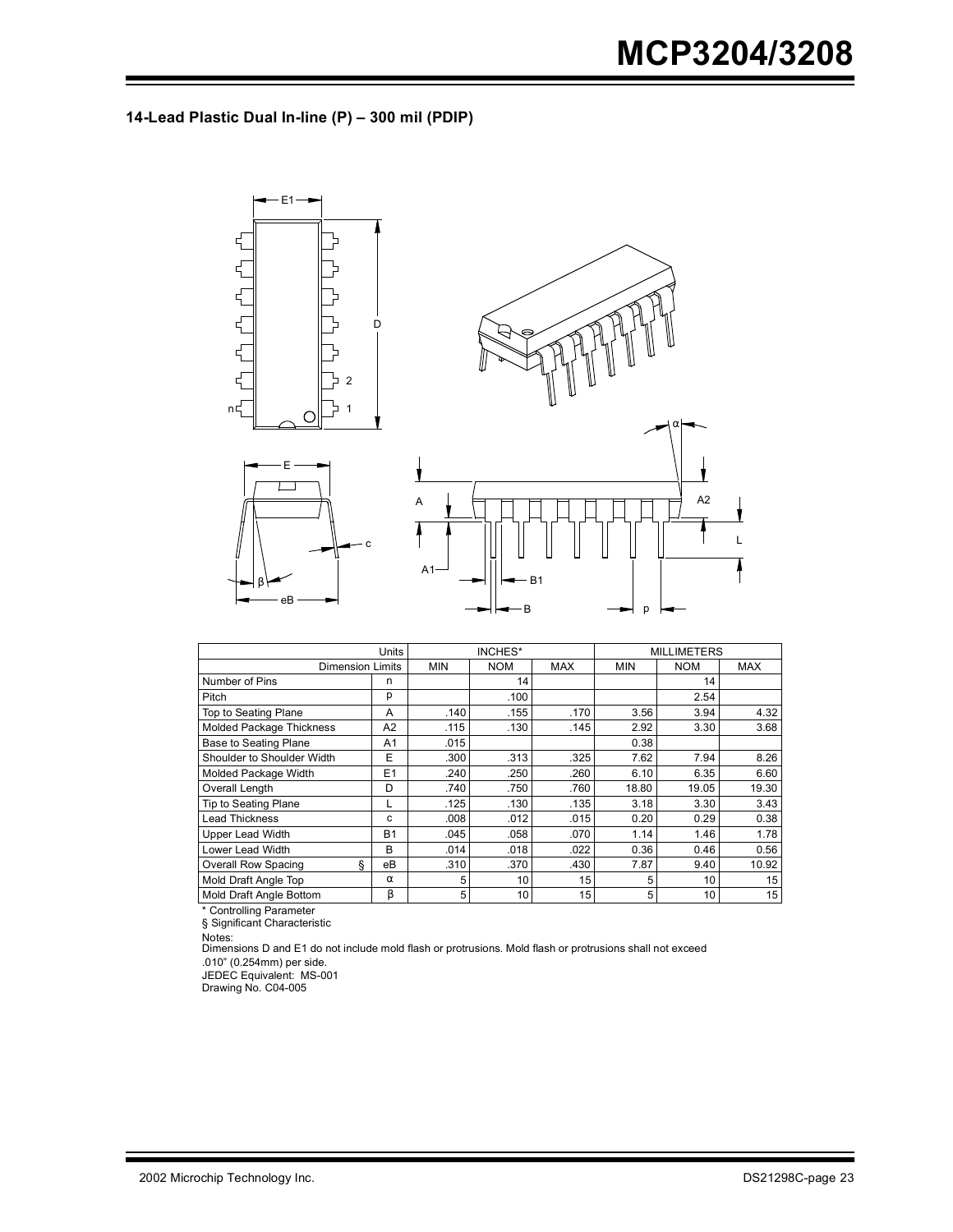### 14-Lead Plastic Dual In-line (P) – 300 mil (PDIP)

| | Units | INCHES* | | | MILLIMETERS | | |
|---|---|---|---|---|---|---|---|
| Dimension Limits | | MIN | NOM | MAX | MIN | NOM | MAX |
| Number of Pins | n | | 14 | | | 14 | |
| Pitch | p | | .100 | | | 2.54 | |
| Top to Seating Plane | A | .140 | .155 | .170 | 3.56 | 3.94 | 4.32 |
| Molded Package Thickness | A2 | .115 | .130 | .145 | 2.92 | 3.30 | 3.68 |
| Base to Seating Plane | A1 | .015 | | | 0.38 | | |
| Shoulder to Shoulder Width | E | .300 | .313 | .325 | 7.62 | 7.94 | 8.26 |
| Molded Package Width | E1 | .240 | .250 | .260 | 6.10 | 6.35 | 6.60 |
| Overall Length | D | .740 | .750 | .760 | 18.80 | 19.05 | 19.30 |
| Tip to Seating Plane | L | .125 | .130 | .135 | 3.18 | 3.30 | 3.43 |
| Lead Thickness | c | .008 | .012 | .015 | 0.20 | 0.29 | 0.38 |
| Upper Lead Width | B1 | .045 | .058 | .070 | 1.14 | 1.46 | 1.78 |
| Lower Lead Width | B | .014 | .018 | .022 | 0.36 | 0.46 | 0.56 |
| Overall Row Spacing § | eB | .310 | .370 | .430 | 7.87 | 9.40 | 10.92 |
| Mold Draft Angle Top | α | 5 | 10 | 15 | 5 | 10 | 15 |
| Mold Draft Angle Bottom | β | 5 | 10 | 15 | 5 | 10 | 15 |

\* Controlling Parameter
§ Significant Characteristic

Notes:
Dimensions D and E1 do not include mold flash or protrusions. Mold flash or protrusions shall not exceed .010" (0.254mm) per side.
JEDEC Equivalent: MS-001
Drawing No. C04-005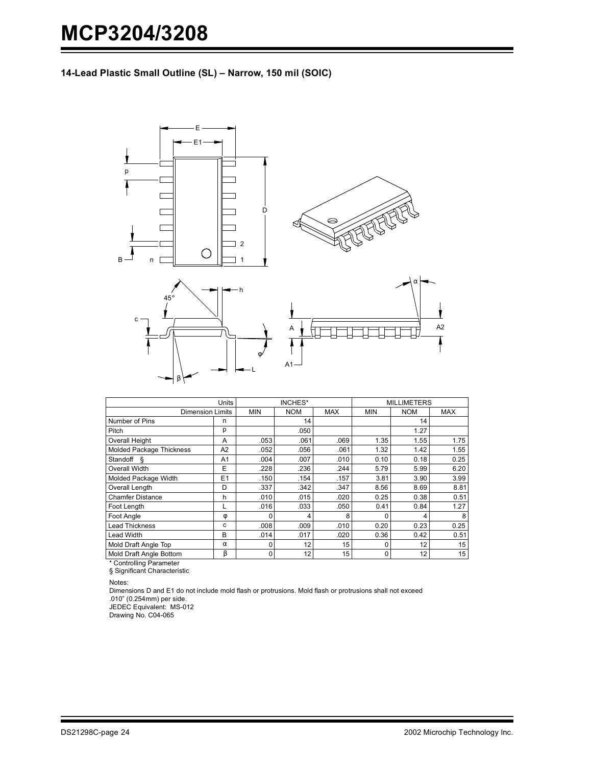## 14-Lead Plastic Small Outline (SL) – Narrow, 150 mil (SOIC)

| Units | | INCHES* | | | MILLIMETERS | | |
|---|---|---|---|---|---|---|---|
| Dimension Limits | | MIN | NOM | MAX | MIN | NOM | MAX |
| Number of Pins | n | | 14 | | | 14 | |
| Pitch | p | | .050 | | | 1.27 | |
| Overall Height | A | .053 | .061 | .069 | 1.35 | 1.55 | 1.75 |
| Molded Package Thickness | A2 | .052 | .056 | .061 | 1.32 | 1.42 | 1.55 |
| Standoff § | A1 | .004 | .007 | .010 | 0.10 | 0.18 | 0.25 |
| Overall Width | E | .228 | .236 | .244 | 5.79 | 5.99 | 6.20 |
| Molded Package Width | E1 | .150 | .154 | .157 | 3.81 | 3.90 | 3.99 |
| Overall Length | D | .337 | .342 | .347 | 8.56 | 8.69 | 8.81 |
| Chamfer Distance | h | .010 | .015 | .020 | 0.25 | 0.38 | 0.51 |
| Foot Length | L | .016 | .033 | .050 | 0.41 | 0.84 | 1.27 |
| Foot Angle | φ | 0 | 4 | 8 | 0 | 4 | 8 |
| Lead Thickness | c | .008 | .009 | .010 | 0.20 | 0.23 | 0.25 |
| Lead Width | B | .014 | .017 | .020 | 0.36 | 0.42 | 0.51 |
| Mold Draft Angle Top | α | 0 | 12 | 15 | 0 | 12 | 15 |
| Mold Draft Angle Bottom | β | 0 | 12 | 15 | 0 | 12 | 15 |

\* Controlling Parameter

§ Significant Characteristic

Notes:

Dimensions D and E1 do not include mold flash or protrusions. Mold flash or protrusions shall not exceed .010" (0.254mm) per side.

JEDEC Equivalent: MS-012

Drawing No. C04-065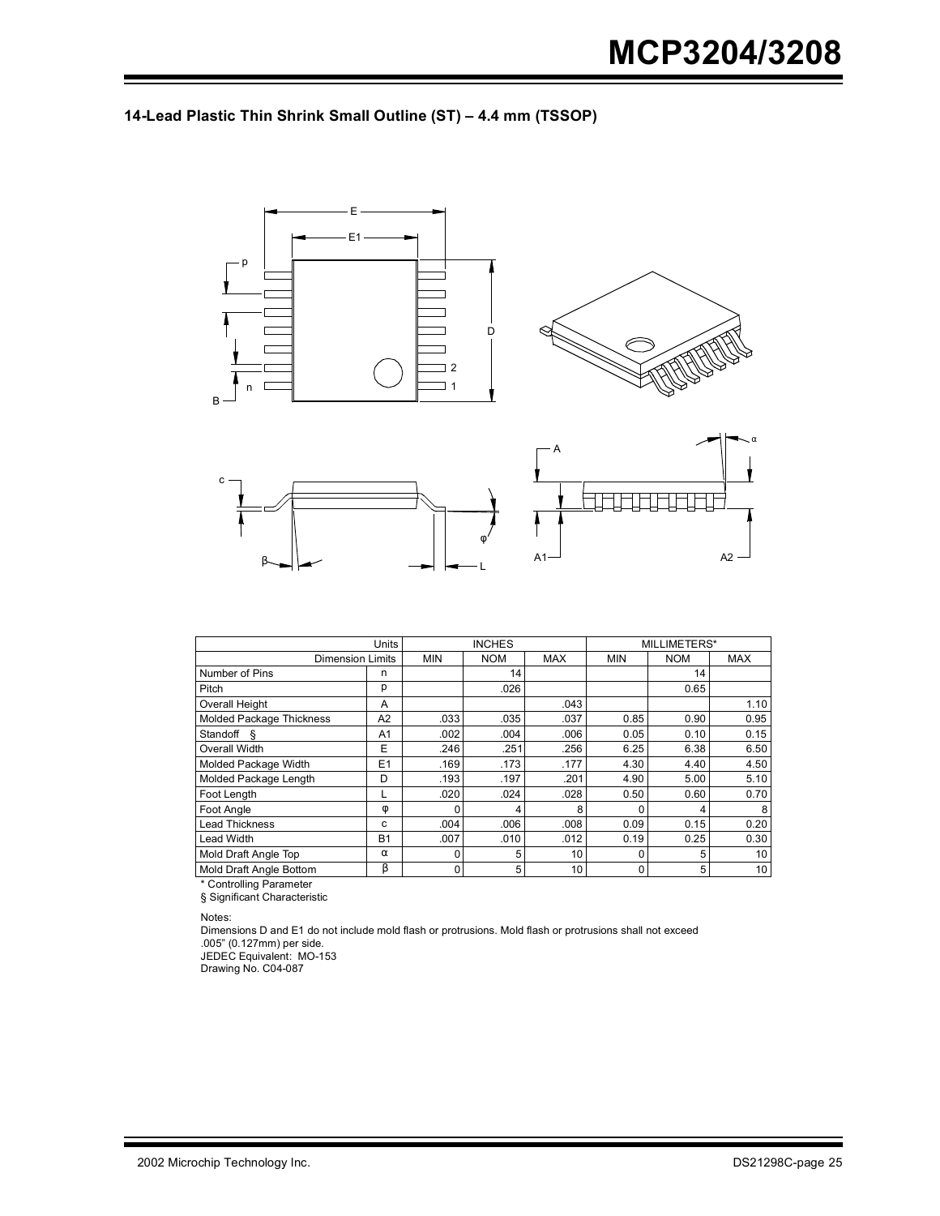### 14-Lead Plastic Thin Shrink Small Outline (ST) – 4.4 mm (TSSOP)

| Units | | INCHES | | | MILLIMETERS* | | |
|---|---|---|---|---|---|---|---|
| Dimension Limits | | MIN | NOM | MAX | MIN | NOM | MAX |
| Number of Pins | n | | 14 | | | 14 | |
| Pitch | p | | .026 | | | 0.65 | |
| Overall Height | A | | | .043 | | | 1.10 |
| Molded Package Thickness | A2 | .033 | .035 | .037 | 0.85 | 0.90 | 0.95 |
| Standoff § | A1 | .002 | .004 | .006 | 0.05 | 0.10 | 0.15 |
| Overall Width | E | .246 | .251 | .256 | 6.25 | 6.38 | 6.50 |
| Molded Package Width | E1 | .169 | .173 | .177 | 4.30 | 4.40 | 4.50 |
| Molded Package Length | D | .193 | .197 | .201 | 4.90 | 5.00 | 5.10 |
| Foot Length | L | .020 | .024 | .028 | 0.50 | 0.60 | 0.70 |
| Foot Angle | φ | 0 | 4 | 8 | 0 | 4 | 8 |
| Lead Thickness | c | .004 | .006 | .008 | 0.09 | 0.15 | 0.20 |
| Lead Width | B1 | .007 | .010 | .012 | 0.19 | 0.25 | 0.30 |
| Mold Draft Angle Top | α | 0 | 5 | 10 | 0 | 5 | 10 |
| Mold Draft Angle Bottom | β | 0 | 5 | 10 | 0 | 5 | 10 |

* Controlling Parameter

§ Significant Characteristic

Notes:

Dimensions D and E1 do not include mold flash or protrusions. Mold flash or protrusions shall not exceed .005" (0.127mm) per side.

JEDEC Equivalent: MO-153

Drawing No. C04-087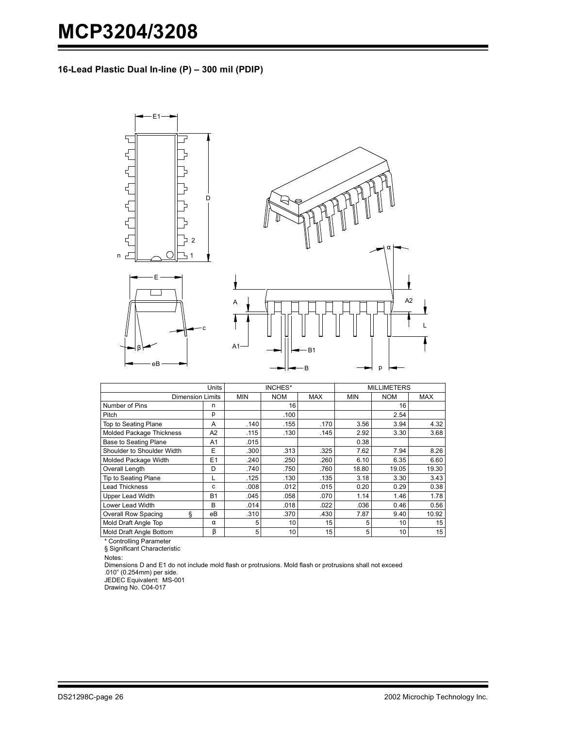### 16-Lead Plastic Dual In-line (P) – 300 mil (PDIP)

| Units | | INCHES* | | | MILLIMETERS | | |
|---|---|---|---|---|---|---|---|
| Dimension Limits | | MIN | NOM | MAX | MIN | NOM | MAX |
| Number of Pins | n | | 16 | | | 16 | |
| Pitch | p | | .100 | | | 2.54 | |
| Top to Seating Plane | A | .140 | .155 | .170 | 3.56 | 3.94 | 4.32 |
| Molded Package Thickness | A2 | .115 | .130 | .145 | 2.92 | 3.30 | 3.68 |
| Base to Seating Plane | A1 | .015 | | | 0.38 | | |
| Shoulder to Shoulder Width | E | .300 | .313 | .325 | 7.62 | 7.94 | 8.26 |
| Molded Package Width | E1 | .240 | .250 | .260 | 6.10 | 6.35 | 6.60 |
| Overall Length | D | .740 | .750 | .760 | 18.80 | 19.05 | 19.30 |
| Tip to Seating Plane | L | .125 | .130 | .135 | 3.18 | 3.30 | 3.43 |
| Lead Thickness | c | .008 | .012 | .015 | 0.20 | 0.29 | 0.38 |
| Upper Lead Width | B1 | .045 | .058 | .070 | 1.14 | 1.46 | 1.78 |
| Lower Lead Width | B | .014 | .018 | .022 | .036 | 0.46 | 0.56 |
| Overall Row Spacing § | eB | .310 | .370 | .430 | 7.87 | 9.40 | 10.92 |
| Mold Draft Angle Top | α | 5 | 10 | 15 | 5 | 10 | 15 |
| Mold Draft Angle Bottom | β | 5 | 10 | 15 | 5 | 10 | 15 |

\* Controlling Parameter

§ Significant Characteristic

Notes:

Dimensions D and E1 do not include mold flash or protrusions. Mold flash or protrusions shall not exceed .010" (0.254mm) per side.

JEDEC Equivalent: MS-001

Drawing No. C04-017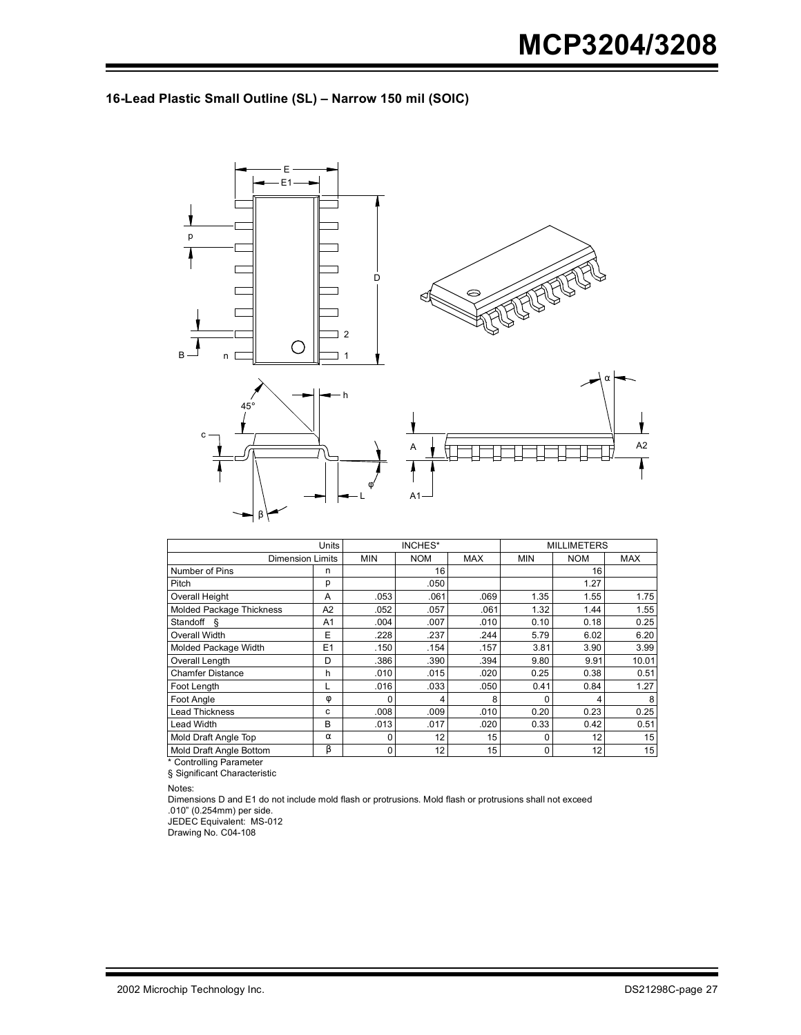### 16-Lead Plastic Small Outline (SL) – Narrow 150 mil (SOIC)

| Units | | INCHES* | | | MILLIMETERS | | |
|---|---|---|---|---|---|---|---|
| Dimension Limits | | MIN | NOM | MAX | MIN | NOM | MAX |
| Number of Pins | n | | 16 | | | 16 | |
| Pitch | p | | .050 | | | 1.27 | |
| Overall Height | A | .053 | .061 | .069 | 1.35 | 1.55 | 1.75 |
| Molded Package Thickness | A2 | .052 | .057 | .061 | 1.32 | 1.44 | 1.55 |
| Standoff § | A1 | .004 | .007 | .010 | 0.10 | 0.18 | 0.25 |
| Overall Width | E | .228 | .237 | .244 | 5.79 | 6.02 | 6.20 |
| Molded Package Width | E1 | .150 | .154 | .157 | 3.81 | 3.90 | 3.99 |
| Overall Length | D | .386 | .390 | .394 | 9.80 | 9.91 | 10.01 |
| Chamfer Distance | h | .010 | .015 | .020 | 0.25 | 0.38 | 0.51 |
| Foot Length | L | .016 | .033 | .050 | 0.41 | 0.84 | 1.27 |
| Foot Angle | φ | 0 | 4 | 8 | 0 | 4 | 8 |
| Lead Thickness | c | .008 | .009 | .010 | 0.20 | 0.23 | 0.25 |
| Lead Width | B | .013 | .017 | .020 | 0.33 | 0.42 | 0.51 |
| Mold Draft Angle Top | α | 0 | 12 | 15 | 0 | 12 | 15 |
| Mold Draft Angle Bottom | β | 0 | 12 | 15 | 0 | 12 | 15 |

\* Controlling Parameter

§ Significant Characteristic

Notes:

Dimensions D and E1 do not include mold flash or protrusions. Mold flash or protrusions shall not exceed .010" (0.254mm) per side.

JEDEC Equivalent: MS-012

Drawing No. C04-108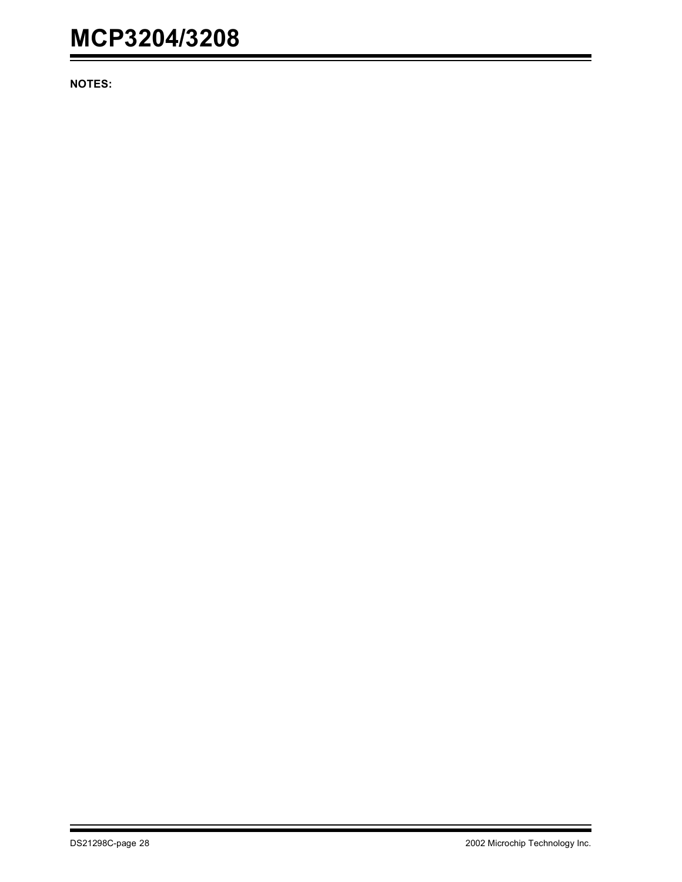**NOTES:**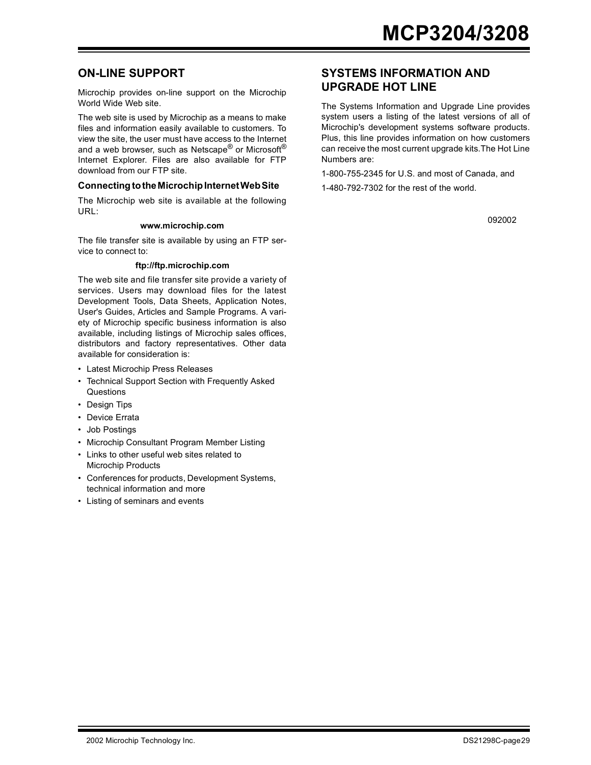## ON-LINE SUPPORT

Microchip provides on-line support on the Microchip World Wide Web site.

The web site is used by Microchip as a means to make files and information easily available to customers. To view the site, the user must have access to the Internet and a web browser, such as Netscape® or Microsoft® Internet Explorer. Files are also available for FTP download from our FTP site.

### Connecting to the Microchip Internet Web Site

The Microchip web site is available at the following URL:

**www.microchip.com**

The file transfer site is available by using an FTP service to connect to:

**ftp://ftp.microchip.com**

The web site and file transfer site provide a variety of services. Users may download files for the latest Development Tools, Data Sheets, Application Notes, User's Guides, Articles and Sample Programs. A variety of Microchip specific business information is also available, including listings of Microchip sales offices, distributors and factory representatives. Other data available for consideration is:

- Latest Microchip Press Releases
- Technical Support Section with Frequently Asked Questions
- Design Tips
- Device Errata
- Job Postings
- Microchip Consultant Program Member Listing
- Links to other useful web sites related to Microchip Products
- Conferences for products, Development Systems, technical information and more
- Listing of seminars and events

## SYSTEMS INFORMATION AND UPGRADE HOT LINE

The Systems Information and Upgrade Line provides system users a listing of the latest versions of all of Microchip's development systems software products. Plus, this line provides information on how customers can receive the most current upgrade kits.The Hot Line Numbers are:

1-800-755-2345 for U.S. and most of Canada, and

1-480-792-7302 for the rest of the world.

092002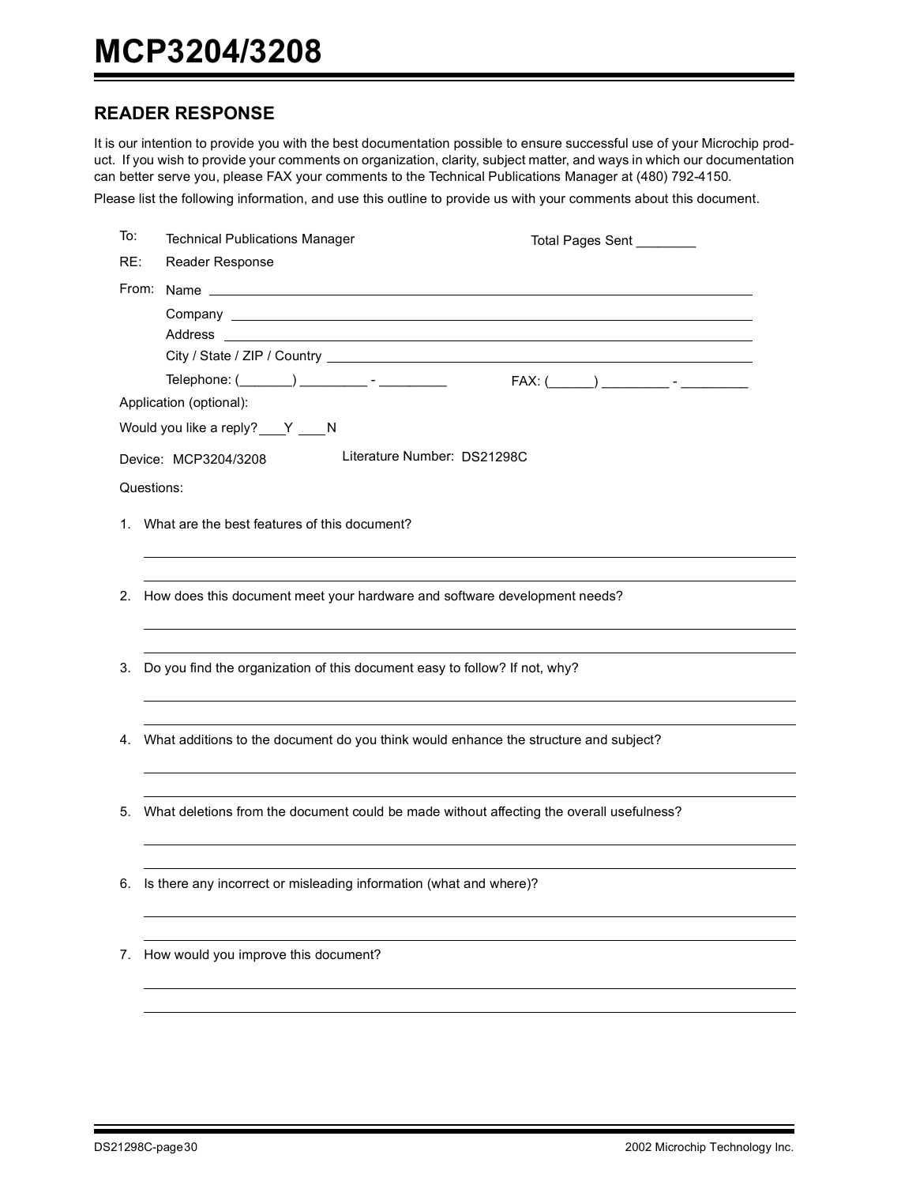## READER RESPONSE

It is our intention to provide you with the best documentation possible to ensure successful use of your Microchip product. If you wish to provide your comments on organization, clarity, subject matter, and ways in which our documentation can better serve you, please FAX your comments to the Technical Publications Manager at (480) 792-4150.

Please list the following information, and use this outline to provide us with your comments about this document.

To: Technical Publications Manager    Total Pages Sent ________

RE: Reader Response

From: Name ____________________________________________

Company ____________________________________________

Address ____________________________________________

City / State / ZIP / Country ____________________________________________

Telephone: (_______) _________ - _________    FAX: (______) _________ - _________

Application (optional):

Would you like a reply? ___Y ___N

Device: MCP3204/3208    Literature Number: DS21298C

Questions:

1. What are the best features of this document?

____________________________________________

____________________________________________

2. How does this document meet your hardware and software development needs?

____________________________________________

____________________________________________

3. Do you find the organization of this document easy to follow? If not, why?

____________________________________________

____________________________________________

4. What additions to the document do you think would enhance the structure and subject?

____________________________________________

____________________________________________

5. What deletions from the document could be made without affecting the overall usefulness?

____________________________________________

____________________________________________

6. Is there any incorrect or misleading information (what and where)?

____________________________________________

____________________________________________

7. How would you improve this document?

____________________________________________

____________________________________________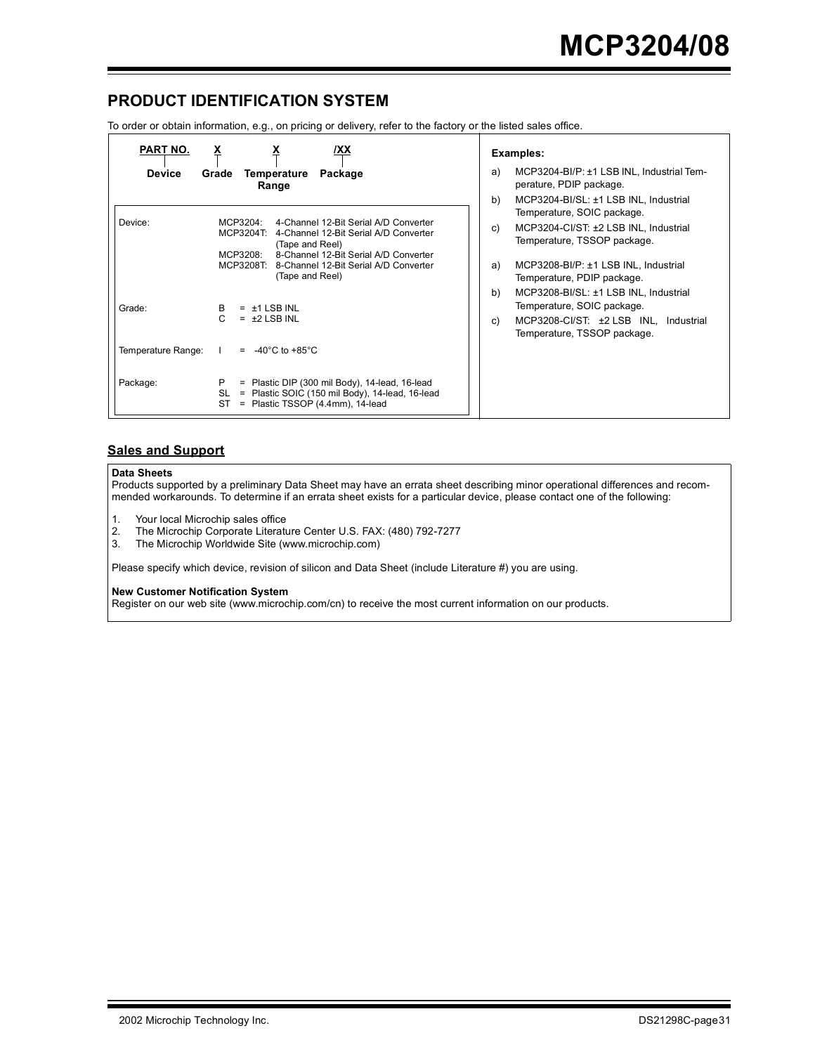## PRODUCT IDENTIFICATION SYSTEM

To order or obtain information, e.g., on pricing or delivery, refer to the factory or the listed sales office.

| PART NO. | X | X | /XX |
|---|---|---|---|
| Device | Grade | Temperature Range | Package |

| | |
|---|---|
| Device: | MCP3204: 4-Channel 12-Bit Serial A/D Converter<br>MCP3204T: 4-Channel 12-Bit Serial A/D Converter (Tape and Reel)<br>MCP3208: 8-Channel 12-Bit Serial A/D Converter<br>MCP3208T: 8-Channel 12-Bit Serial A/D Converter (Tape and Reel) |
| Grade: | B = ±1 LSB INL<br>C = ±2 LSB INL |
| Temperature Range: | I = -40°C to +85°C |
| Package: | P = Plastic DIP (300 mil Body), 14-lead, 16-lead<br>SL = Plastic SOIC (150 mil Body), 14-lead, 16-lead<br>ST = Plastic TSSOP (4.4mm), 14-lead |

**Examples:**

a) MCP3204-BI/P: ±1 LSB INL, Industrial Temperature, PDIP package.

b) MCP3204-BI/SL: ±1 LSB INL, Industrial Temperature, SOIC package.

c) MCP3204-CI/ST: ±2 LSB INL, Industrial Temperature, TSSOP package.

a) MCP3208-BI/P: ±1 LSB INL, Industrial Temperature, PDIP package.

b) MCP3208-BI/SL: ±1 LSB INL, Industrial Temperature, SOIC package.

c) MCP3208-CI/ST: ±2 LSB INL, Industrial Temperature, TSSOP package.

## Sales and Support

**Data Sheets**

Products supported by a preliminary Data Sheet may have an errata sheet describing minor operational differences and recommended workarounds. To determine if an errata sheet exists for a particular device, please contact one of the following:

1. Your local Microchip sales office
2. The Microchip Corporate Literature Center U.S. FAX: (480) 792-7277
3. The Microchip Worldwide Site (www.microchip.com)

Please specify which device, revision of silicon and Data Sheet (include Literature #) you are using.

**New Customer Notification System**

Register on our web site (www.microchip.com/cn) to receive the most current information on our products.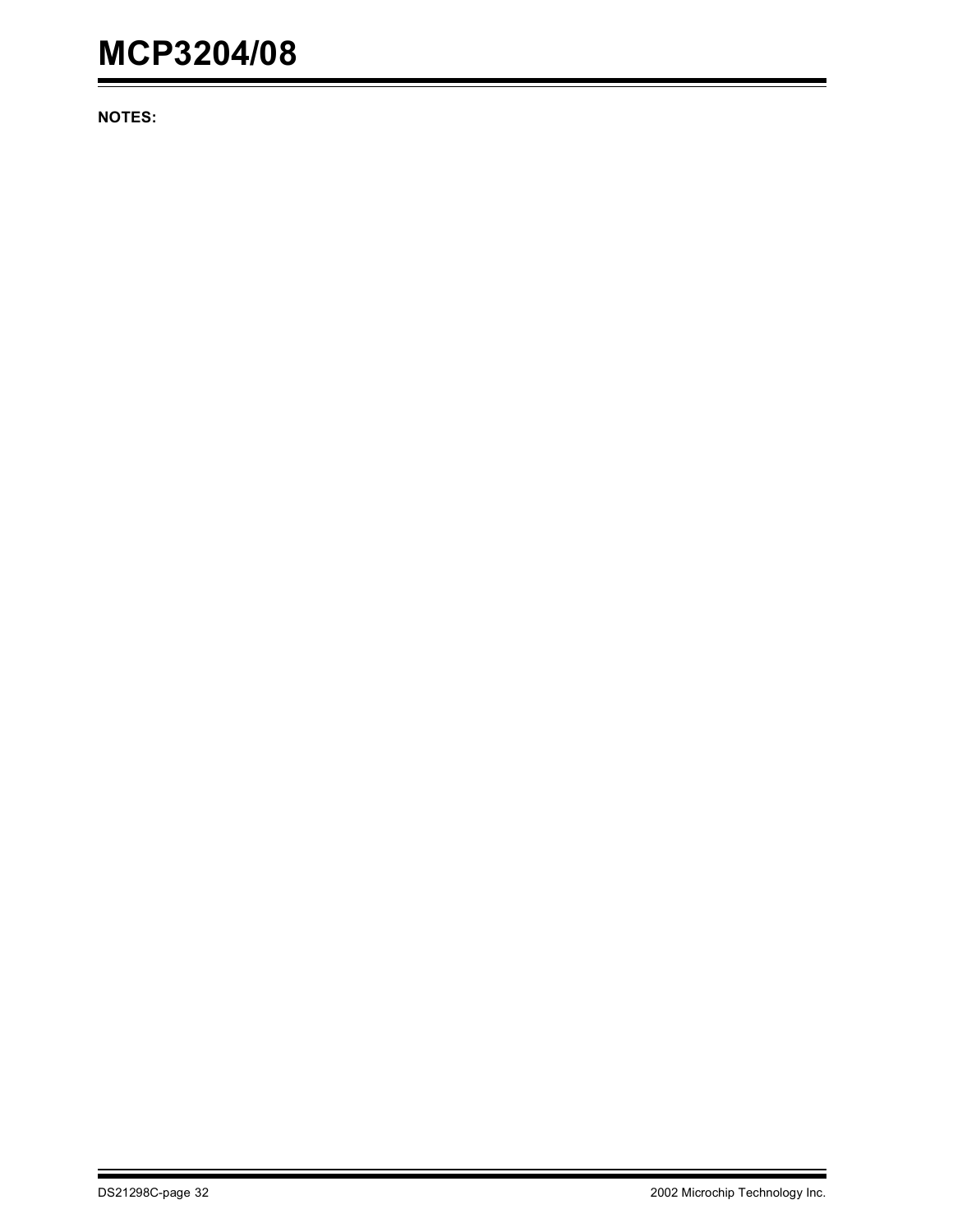**NOTES:**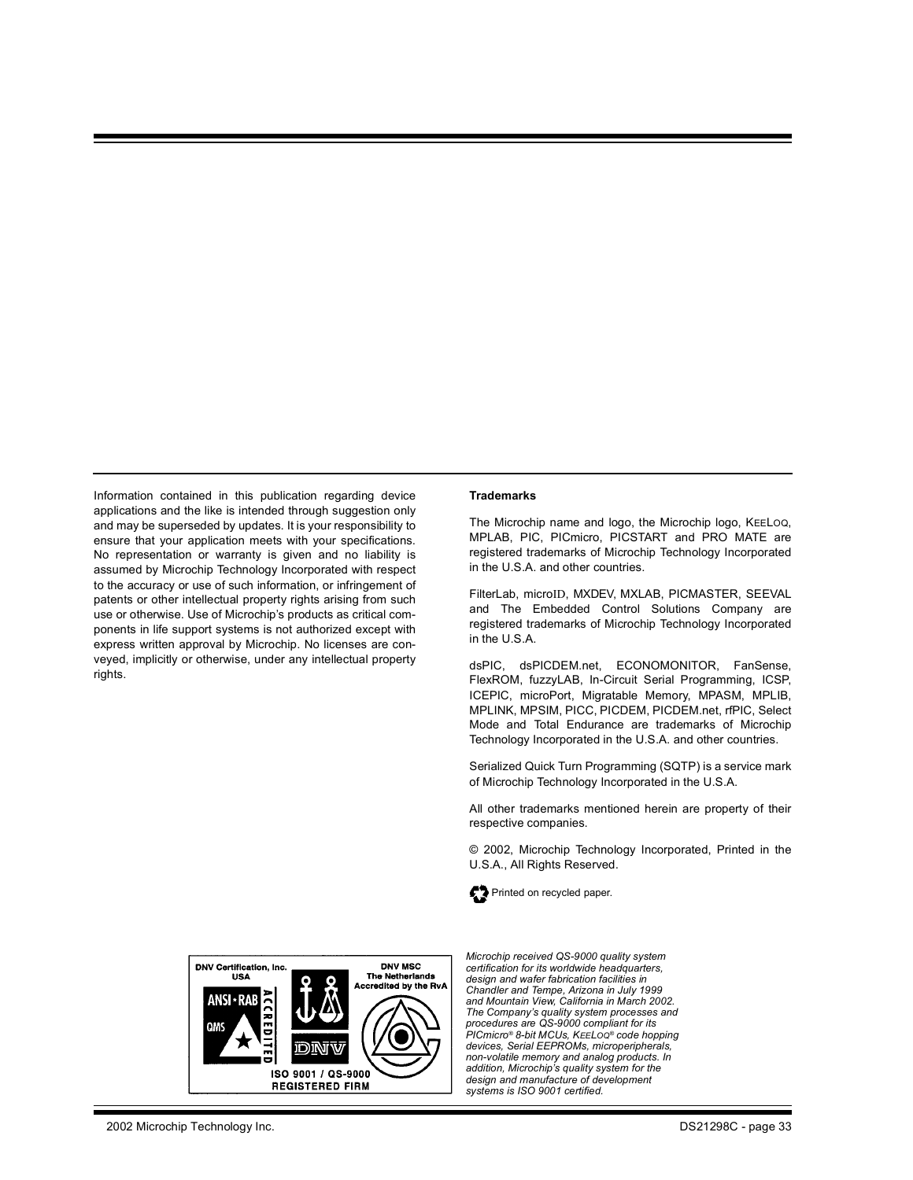Information contained in this publication regarding device applications and the like is intended through suggestion only and may be superseded by updates. It is your responsibility to ensure that your application meets with your specifications. No representation or warranty is given and no liability is assumed by Microchip Technology Incorporated with respect to the accuracy or use of such information, or infringement of patents or other intellectual property rights arising from such use or otherwise. Use of Microchip's products as critical components in life support systems is not authorized except with express written approval by Microchip. No licenses are conveyed, implicitly or otherwise, under any intellectual property rights.

**Trademarks**

The Microchip name and logo, the Microchip logo, KEELOQ, MPLAB, PIC, PICmicro, PICSTART and PRO MATE are registered trademarks of Microchip Technology Incorporated in the U.S.A. and other countries.

FilterLab, microID, MXDEV, MXLAB, PICMASTER, SEEVAL and The Embedded Control Solutions Company are registered trademarks of Microchip Technology Incorporated in the U.S.A.

dsPIC, dsPICDEM.net, ECONOMONITOR, FanSense, FlexROM, fuzzyLAB, In-Circuit Serial Programming, ICSP, ICEPIC, microPort, Migratable Memory, MPASM, MPLIB, MPLINK, MPSIM, PICC, PICDEM, PICDEM.net, rfPIC, Select Mode and Total Endurance are trademarks of Microchip Technology Incorporated in the U.S.A. and other countries.

Serialized Quick Turn Programming (SQTP) is a service mark of Microchip Technology Incorporated in the U.S.A.

All other trademarks mentioned herein are property of their respective companies.

© 2002, Microchip Technology Incorporated, Printed in the U.S.A., All Rights Reserved.

Printed on recycled paper.

DNV Certification, Inc. USA — ANSI·RAB QMS ACCREDITED — DNV MSC The Netherlands Accredited by the RvA — ISO 9001 / QS-9000 REGISTERED FIRM

*Microchip received QS-9000 quality system certification for its worldwide headquarters, design and wafer fabrication facilities in Chandler and Tempe, Arizona in July 1999 and Mountain View, California in March 2002. The Company's quality system processes and procedures are QS-9000 compliant for its PICmicro® 8-bit MCUs, KEELOQ® code hopping devices, Serial EEPROMs, microperipherals, non-volatile memory and analog products. In addition, Microchip's quality system for the design and manufacture of development systems is ISO 9001 certified.*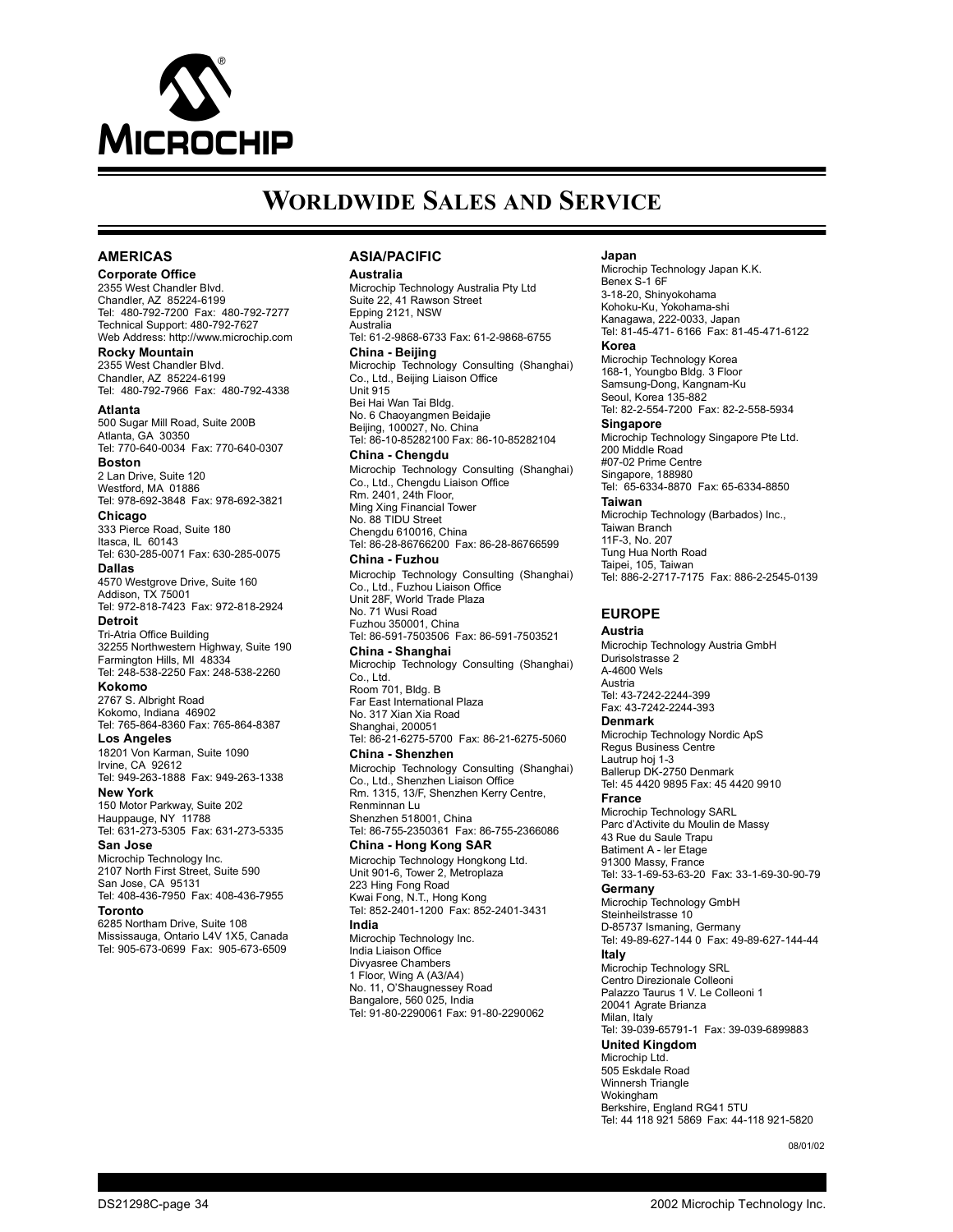# WORLDWIDE SALES AND SERVICE

## AMERICAS

**Corporate Office**
2355 West Chandler Blvd.
Chandler, AZ 85224-6199
Tel: 480-792-7200 Fax: 480-792-7277
Technical Support: 480-792-7627
Web Address: http://www.microchip.com

**Rocky Mountain**
2355 West Chandler Blvd.
Chandler, AZ 85224-6199
Tel: 480-792-7966 Fax: 480-792-4338

**Atlanta**
500 Sugar Mill Road, Suite 200B
Atlanta, GA 30350
Tel: 770-640-0034 Fax: 770-640-0307

**Boston**
2 Lan Drive, Suite 120
Westford, MA 01886
Tel: 978-692-3848 Fax: 978-692-3821

**Chicago**
333 Pierce Road, Suite 180
Itasca, IL 60143
Tel: 630-285-0071 Fax: 630-285-0075

**Dallas**
4570 Westgrove Drive, Suite 160
Addison, TX 75001
Tel: 972-818-7423 Fax: 972-818-2924

**Detroit**
Tri-Atria Office Building
32255 Northwestern Highway, Suite 190
Farmington Hills, MI 48334
Tel: 248-538-2250 Fax: 248-538-2260

**Kokomo**
2767 S. Albright Road
Kokomo, Indiana 46902
Tel: 765-864-8360 Fax: 765-864-8387

**Los Angeles**
18201 Von Karman, Suite 1090
Irvine, CA 92612
Tel: 949-263-1888 Fax: 949-263-1338

**New York**
150 Motor Parkway, Suite 202
Hauppauge, NY 11788
Tel: 631-273-5305 Fax: 631-273-5335

**San Jose**
Microchip Technology Inc.
2107 North First Street, Suite 590
San Jose, CA 95131
Tel: 408-436-7950 Fax: 408-436-7955

**Toronto**
6285 Northam Drive, Suite 108
Mississauga, Ontario L4V 1X5, Canada
Tel: 905-673-0699 Fax: 905-673-6509

## ASIA/PACIFIC

**Australia**
Microchip Technology Australia Pty Ltd
Suite 22, 41 Rawson Street
Epping 2121, NSW
Australia
Tel: 61-2-9868-6733 Fax: 61-2-9868-6755

**China - Beijing**
Microchip Technology Consulting (Shanghai)
Co., Ltd., Beijing Liaison Office
Unit 915
Bei Hai Wan Tai Bldg.
No. 6 Chaoyangmen Beidajie
Beijing, 100027, No. China
Tel: 86-10-85282100 Fax: 86-10-85282104

**China - Chengdu**
Microchip Technology Consulting (Shanghai)
Co., Ltd., Chengdu Liaison Office
Rm. 2401, 24th Floor,
Ming Xing Financial Tower
No. 88 TIDU Street
Chengdu 610016, China
Tel: 86-28-86766200 Fax: 86-28-86766599

**China - Fuzhou**
Microchip Technology Consulting (Shanghai)
Co., Ltd., Fuzhou Liaison Office
Unit 28F, World Trade Plaza
No. 71 Wusi Road
Fuzhou 350001, China
Tel: 86-591-7503506 Fax: 86-591-7503521

**China - Shanghai**
Microchip Technology Consulting (Shanghai)
Co., Ltd.
Room 701, Bldg. B
Far East International Plaza
No. 317 Xian Xia Road
Shanghai, 200051
Tel: 86-21-6275-5700 Fax: 86-21-6275-5060

**China - Shenzhen**
Microchip Technology Consulting (Shanghai)
Co., Ltd., Shenzhen Liaison Office
Rm. 1315, 13/F, Shenzhen Kerry Centre,
Renminnan Lu
Shenzhen 518001, China
Tel: 86-755-2350361 Fax: 86-755-2366086

**China - Hong Kong SAR**
Microchip Technology Hongkong Ltd.
Unit 901-6, Tower 2, Metroplaza
223 Hing Fong Road
Kwai Fong, N.T., Hong Kong
Tel: 852-2401-1200 Fax: 852-2401-3431

**India**
Microchip Technology Inc.
India Liaison Office
Divyasree Chambers
1 Floor, Wing A (A3/A4)
No. 11, O'Shaugnessey Road
Bangalore, 560 025, India
Tel: 91-80-2290061 Fax: 91-80-2290062

**Japan**
Microchip Technology Japan K.K.
Benex S-1 6F
3-18-20, Shinyokohama
Kohoku-Ku, Yokohama-shi
Kanagawa, 222-0033, Japan
Tel: 81-45-471- 6166 Fax: 81-45-471-6122

**Korea**
Microchip Technology Korea
168-1, Youngbo Bldg. 3 Floor
Samsung-Dong, Kangnam-Ku
Seoul, Korea 135-882
Tel: 82-2-554-7200 Fax: 82-2-558-5934

**Singapore**
Microchip Technology Singapore Pte Ltd.
200 Middle Road
#07-02 Prime Centre
Singapore, 188980
Tel: 65-6334-8870 Fax: 65-6334-8850

**Taiwan**
Microchip Technology (Barbados) Inc.,
Taiwan Branch
11F-3, No. 207
Tung Hua North Road
Taipei, 105, Taiwan
Tel: 886-2-2717-7175 Fax: 886-2-2545-0139

## EUROPE

**Austria**
Microchip Technology Austria GmbH
Durisolstrasse 2
A-4600 Wels
Austria
Tel: 43-7242-2244-399
Fax: 43-7242-2244-393

**Denmark**
Microchip Technology Nordic ApS
Regus Business Centre
Lautrup hoj 1-3
Ballerup DK-2750 Denmark
Tel: 45 4420 9895 Fax: 45 4420 9910

**France**
Microchip Technology SARL
Parc d'Activite du Moulin de Massy
43 Rue du Saule Trapu
Batiment A - ler Etage
91300 Massy, France
Tel: 33-1-69-53-63-20 Fax: 33-1-69-30-90-79

**Germany**
Microchip Technology GmbH
Steinheilstrasse 10
D-85737 Ismaning, Germany
Tel: 49-89-627-144 0 Fax: 49-89-627-144-44

**Italy**
Microchip Technology SRL
Centro Direzionale Colleoni
Palazzo Taurus 1 V. Le Colleoni 1
20041 Agrate Brianza
Milan, Italy
Tel: 39-039-65791-1 Fax: 39-039-6899883

**United Kingdom**
Microchip Ltd.
505 Eskdale Road
Winnersh Triangle
Wokingham
Berkshire, England RG41 5TU
Tel: 44 118 921 5869 Fax: 44-118 921-5820

08/01/02